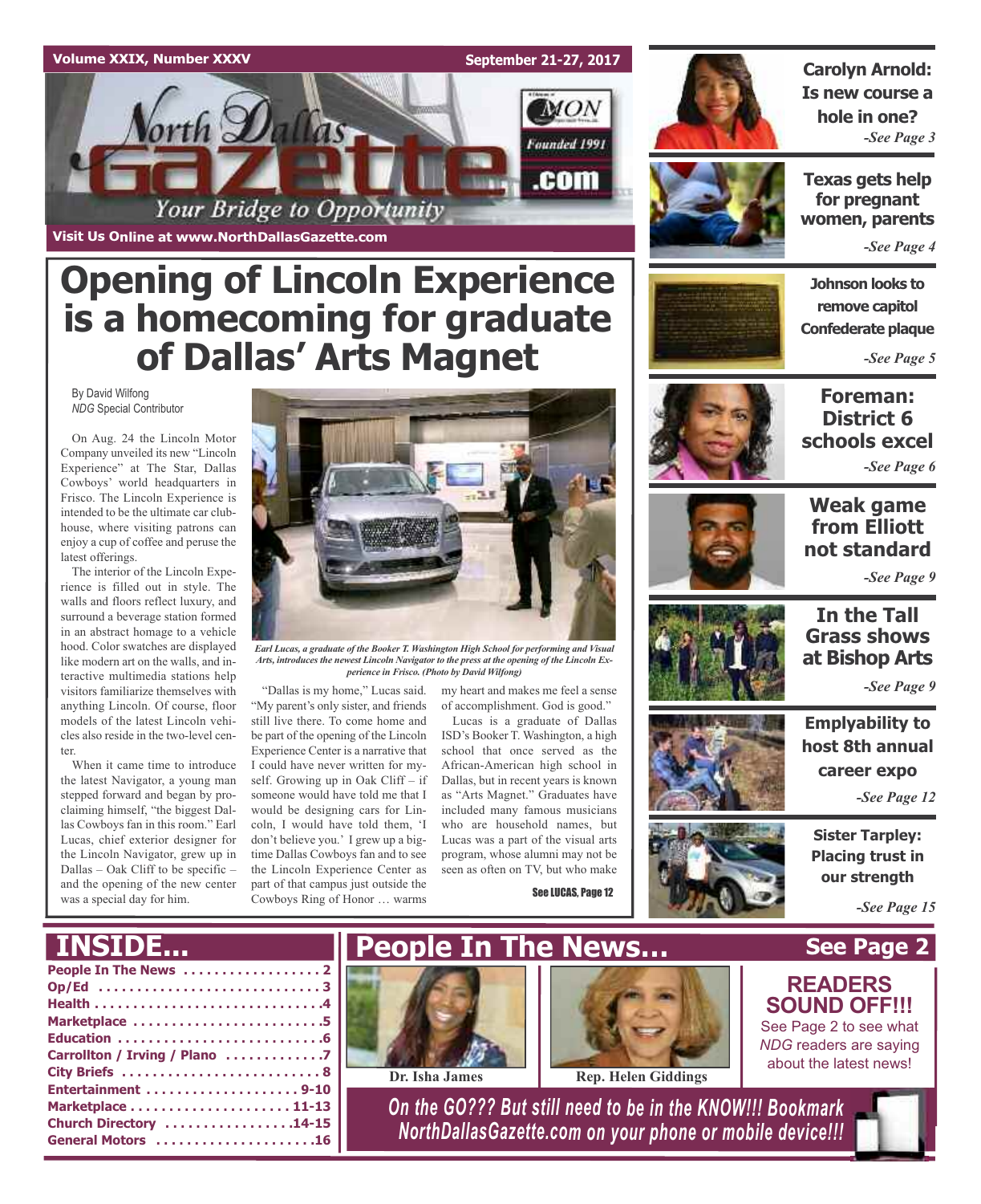Volume XXIX, Number XXXV

September 21-27, 2017

# North Dallas Gazette

Your Bridge to Opportunity

Founded 1991

Visit Us Online at www.NorthDallasGazette.com

**Carolyn Arnold: Is new course a hole in one?** *-See Page 3*

**Texas gets help for pregnant women, parents** *-See Page 4*

**Johnson looks to remove capitol Confederate plaque** *-See Page 5*

**Foreman: District 6 schools excel** *-See Page 6*

**Weak game from Elliott not standard** *-See Page 9*

**In the Tall Grass shows at Bishop Arts** *-See Page 9*

**Emplyability to host 8th annual career expo** *-See Page 12*

**Sister Tarpley: Placing trust in our strength** *-See Page 15*

# Opening of Lincoln Experience is a homecoming for graduate of Dallas' Arts Magnet

By David Wilfong
*NDG* Special Contributor

On Aug. 24 the Lincoln Motor Company unveiled its new "Lincoln Experience" at The Star, Dallas Cowboys' world headquarters in Frisco. The Lincoln Experience is intended to be the ultimate car clubhouse, where visiting patrons can enjoy a cup of coffee and peruse the latest offerings.

The interior of the Lincoln Experience is filled out in style. The walls and floors reflect luxury, and surround a beverage station formed in an abstract homage to a vehicle hood. Color swatches are displayed like modern art on the walls, and interactive multimedia stations help visitors familiarize themselves with anything Lincoln. Of course, floor models of the latest Lincoln vehicles also reside in the two-level center.

When it came time to introduce the latest Navigator, a young man stepped forward and began by proclaiming himself, "the biggest Dallas Cowboys fan in this room." Earl Lucas, chief exterior designer for the Lincoln Navigator, grew up in Dallas – Oak Cliff to be specific – and the opening of the new center was a special day for him.

*Earl Lucas, a graduate of the Booker T. Washington High School for performing and Visual Arts, introduces the newest Lincoln Navigator to the press at the opening of the Lincoln Experience in Frisco. (Photo by David Wilfong)*

"Dallas is my home," Lucas said. "My parent's only sister, and friends still live there. To come home and be part of the opening of the Lincoln Experience Center is a narrative that I could have never written for myself. Growing up in Oak Cliff – if someone would have told me that I would be designing cars for Lincoln, I would have told them, 'I don't believe you.' I grew up a big-time Dallas Cowboys fan and to see the Lincoln Experience Center as part of that campus just outside the Cowboys Ring of Honor … warms my heart and makes me feel a sense of accomplishment. God is good."

Lucas is a graduate of Dallas ISD's Booker T. Washington, a high school that once served as the African-American high school in Dallas, but in recent years is known as "Arts Magnet." Graduates have included many famous musicians who are household names, but Lucas was a part of the visual arts program, whose alumni may not be seen as often on TV, but who make

See LUCAS, Page 12

## INSIDE...

- People In The News . . . . . . . . . . 2
- Op/Ed . . . . . . . . . . 3
- Health . . . . . . . . . . 4
- Marketplace . . . . . . . . . . 5
- Education . . . . . . . . . . 6
- Carrollton / Irving / Plano . . . . . . . . . . 7
- City Briefs . . . . . . . . . . 8
- Entertainment . . . . . . . . . . 9-10
- Marketplace . . . . . . . . . . 11-13
- Church Directory . . . . . . . . . . 14-15
- General Motors . . . . . . . . . . 16

## People In The News...

**See Page 2**

Dr. Isha James

Rep. Helen Giddings

**READERS SOUND OFF!!!**

See Page 2 to see what *NDG* readers are saying about the latest news!

*On the GO??? But still need to be in the KNOW!!! Bookmark NorthDallasGazette.com on your phone or mobile device!!!*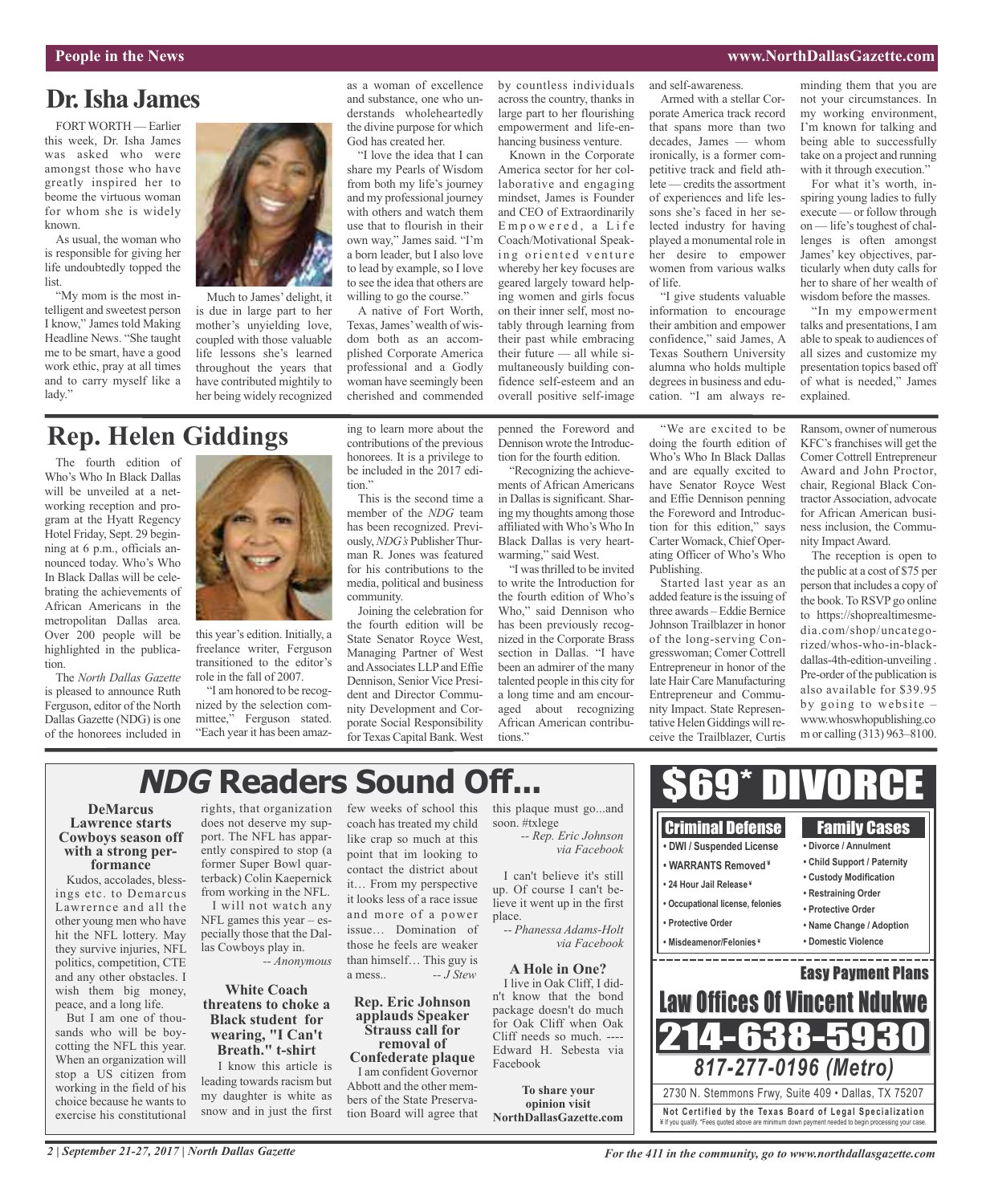## Dr. Isha James

FORT WORTH — Earlier this week, Dr. Isha James was asked who were amongst those who have greatly inspired her to beome the virtuous woman for whom she is widely known.

As usual, the woman who is responsible for giving her life undoubtedly topped the list.

"My mom is the most intelligent and sweetest person I know," James told Making Headline News. "She taught me to be smart, have a good work ethic, pray at all times and to carry myself like a lady."

Much to James' delight, it is due in large part to her mother's unyielding love, coupled with those valuable life lessons she's learned throughout the years that have contributed mightily to her being widely recognized as a woman of excellence and substance, one who understands wholeheartedly the divine purpose for which God has created her.

"I love the idea that I can share my Pearls of Wisdom from both my life's journey and my professional journey with others and watch them use that to flourish in their own way," James said. "I'm a born leader, but I also love to lead by example, so I love to see the idea that others are willing to go the course."

A native of Fort Worth, Texas, James' wealth of wisdom both as an accomplished Corporate America professional and a Godly woman have seemingly been cherished and commended by countless individuals across the country, thanks in large part to her flourishing empowerment and life-enhancing business venture.

Known in the Corporate America sector for her collaborative and engaging mindset, James is Founder and CEO of Extraordinarily Empowered, a Life Coach/Motivational Speaking oriented venture whereby her key focuses are geared largely toward helping women and girls focus on their inner self, most notably through learning from their past while embracing their future — all while simultaneously building confidence self-esteem and an overall positive self-image and self-awareness.

Armed with a stellar Corporate America track record that spans more than two decades, James — whom ironically, is a former competitive track and field athlete — credits the assortment of experiences and life lessons she's faced in her selected industry for having played a monumental role in her desire to empower women from various walks of life.

"I give students valuable information to encourage their ambition and empower confidence," said James, A Texas Southern University alumna who holds multiple degrees in business and education. "I am always reminding them that you are not your circumstances. In my working environment, I'm known for talking and being able to successfully take on a project and running with it through execution."

For what it's worth, inspiring young ladies to fully execute — or follow through on — life's toughest of challenges is often amongst James' key objectives, particularly when duty calls for her to share of her wealth of wisdom before the masses.

"In my empowerment talks and presentations, I am able to speak to audiences of all sizes and customize my presentation topics based off of what is needed," James explained.

## Rep. Helen Giddings

The fourth edition of Who's Who In Black Dallas will be unveiled at a networking reception and program at the Hyatt Regency Hotel Friday, Sept. 29 beginning at 6 p.m., officials announced today. Who's Who In Black Dallas will be celebrating the achievements of African Americans in the metropolitan Dallas area. Over 200 people will be highlighted in the publication.

The *North Dallas Gazette* is pleased to announce Ruth Ferguson, editor of the North Dallas Gazette (NDG) is one of the honorees included in this year's edition. Initially, a freelance writer, Ferguson transitioned to the editor's role in the fall of 2007.

"I am honored to be recognized by the selection committee," Ferguson stated. "Each year it has been amazing to learn more about the contributions of the previous honorees. It is a privilege to be included in the 2017 edition."

This is the second time a member of the *NDG* team has been recognized. Previously, *NDG's* Publisher Thurman R. Jones was featured for his contributions to the media, political and business community.

Joining the celebration for the fourth edition will be State Senator Royce West, Managing Partner of West and Associates LLP and Effie Dennison, Senior Vice President and Director Community Development and Corporate Social Responsibility for Texas Capital Bank. West penned the Foreword and Dennison wrote the Introduction for the fourth edition.

"Recognizing the achievements of African Americans in Dallas is significant. Sharing my thoughts among those affiliated with Who's Who In Black Dallas is very heartwarming," said West.

"I was thrilled to be invited to write the Introduction for the fourth edition of Who's Who," said Dennison who has been previously recognized in the Corporate Brass section in Dallas. "I have been an admirer of the many talented people in this city for a long time and am encouraged about recognizing African American contributions."

"We are excited to be doing the fourth edition of Who's Who In Black Dallas and are equally excited to have Senator Royce West and Effie Dennison penning the Foreword and Introduction for this edition," says Carter Womack, Chief Operating Officer of Who's Who Publishing.

Started last year as an added feature is the issuing of three awards – Eddie Bernice Johnson Trailblazer in honor of the long-serving Congresswoman; Comer Cottrell Entrepreneur in honor of the late Hair Care Manufacturing Entrepreneur and Community Impact. State Representative Helen Giddings will receive the Trailblazer, Curtis Ransom, owner of numerous KFC's franchises will get the Comer Cottrell Entrepreneur Award and John Proctor, chair, Regional Black Contractor Association, advocate for African American business inclusion, the Community Impact Award.

The reception is open to the public at a cost of $75 per person that includes a copy of the book. To RSVP go online to https://shoprealtimesmedia.com/shop/uncategorized/whos-who-in-black-dallas-4th-edition-unveiling . Pre-order of the publication is also available for $39.95 by going to website – www.whoswhopublishing.com or calling (313) 963–8100.

## *NDG* Readers Sound Off...

### DeMarcus Lawrence starts Cowboys season off with a strong performance

Kudos, accolades, blessings etc. to Demarcus Lawrernce and all the other young men who have hit the NFL lottery. May they survive injuries, NFL politics, competition, CTE and any other obstacles. I wish them big money, peace, and a long life.

But I am one of thousands who will be boycotting the NFL this year. When an organization will stop a US citizen from working in the field of his choice because he wants to exercise his constitutional rights, that organization does not deserve my support. The NFL has apparently conspired to stop (a former Super Bowl quarterback) Colin Kaepernick from working in the NFL.

I will not watch any NFL games this year – especially those that the Dallas Cowboys play in.

*-- Anonymous*

### White Coach threatens to choke a Black student for wearing, "I Can't Breath." t-shirt

I know this article is leading towards racism but my daughter is white as snow and in just the first few weeks of school this coach has treated my child like crap so much at this point that im looking to contact the district about it… From my perspective it looks less of a race issue and more of a power issue… Domination of those he feels are weaker than himself… This guy is a mess.. *-- J Stew*

### Rep. Eric Johnson applauds Speaker Strauss call for removal of Confederate plaque

I am confident Governor Abbott and the other members of the State Preservation Board will agree that this plaque must go...and soon. #txlege

*-- Rep. Eric Johnson via Facebook*

I can't believe it's still up. Of course I can't believe it went up in the first place.

*-- Phanessa Adams-Holt via Facebook*

### A Hole in One?

I live in Oak Cliff, I didn't know that the bond package doesn't do much for Oak Cliff when Oak Cliff needs so much. ---- Edward H. Sebesta via Facebook

**To share your opinion visit NorthDallasGazette.com**

## $69* DIVORCE

**Criminal Defense**
- DWI / Suspended License
- WARRANTS Removed¥
- 24 Hour Jail Release¥
- Occupational license, felonies
- Protective Order
- Misdeamenor/Felonies¥

**Family Cases**
- Divorce / Annulment
- Child Support / Paternity
- Custody Modification
- Restraining Order
- Protective Order
- Name Change / Adoption
- Domestic Violence

**Easy Payment Plans**

**Law Offices Of Vincent Ndukwe**

**214-638-5930**

*817-277-0196 (Metro)*

2730 N. Stemmons Frwy, Suite 409 • Dallas, TX 75207

**Not Certified by the Texas Board of Legal Specialization**

¥ If you qualify. *Fees quoted above are minimum down payment needed to begin processing your case.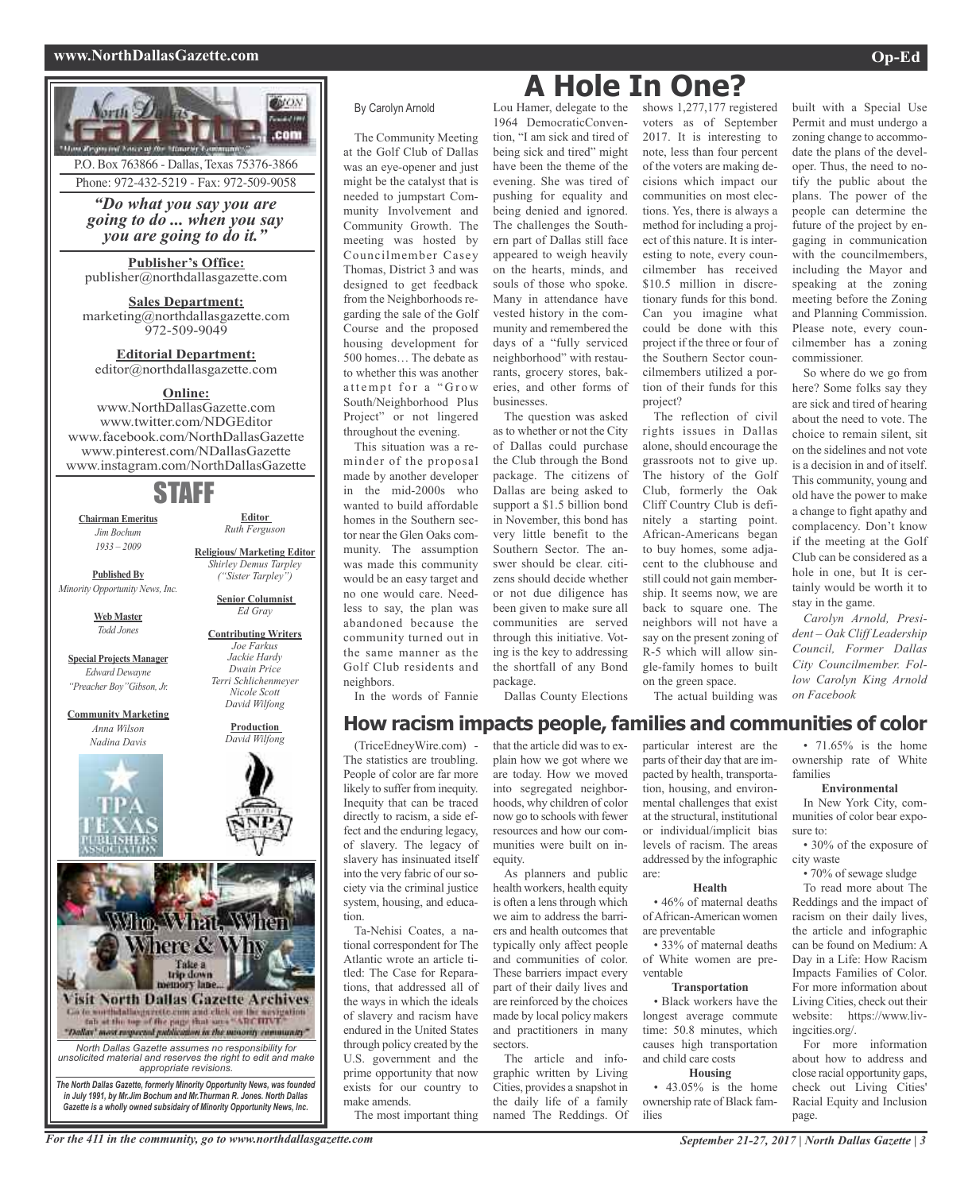North Dallas Gazette .com

P.O. Box 763866 - Dallas, Texas 75376-3866

Phone: 972-432-5219 - Fax: 972-509-9058

***"Do what you say you are going to do ... when you say you are going to do it."***

**Publisher's Office:**
publisher@northdallasgazette.com

**Sales Department:**
marketing@northdallasgazette.com
972-509-9049

**Editorial Department:**
editor@northdallasgazette.com

**Online:**
www.NorthDallasGazette.com
www.twitter.com/NDGEditor
www.facebook.com/NorthDallasGazette
www.pinterest.com/NDallasGazette
www.instagram.com/NorthDallasGazette

## STAFF

**Chairman Emeritus**
*Jim Bochum*
*1933 – 2009*

**Published By**
*Minority Opportunity News, Inc.*

**Web Master**
*Todd Jones*

**Special Projects Manager**
*Edward Dewayne "Preacher Boy" Gibson, Jr.*

**Community Marketing**
*Anna Wilson*
*Nadina Davis*

**Editor**
*Ruth Ferguson*

**Religious/ Marketing Editor**
*Shirley Demus Tarpley ("Sister Tarpley")*

**Senior Columnist**
*Ed Gray*

**Contributing Writers**
*Joe Farkus*
*Jackie Hardy*
*Dwain Price*
*Terri Schlichenmeyer*
*Nicole Scott*
*David Wilfong*

**Production**
*David Wilfong*

Who, What, When Where & Why — Take a trip down memory lane... Visit North Dallas Gazette Archives. Go to northdallasgazette.com and click on the navigation tab at the top of the page that says "ARCHIVE". "Dallas' most respected publication in the minority community"

*North Dallas Gazette assumes no responsibility for unsolicited material and reserves the right to edit and make appropriate revisions.*

***The North Dallas Gazette, formerly Minority Opportunity News, was founded in July 1991, by Mr.Jim Bochum and Mr.Thurman R. Jones. North Dallas Gazette is a wholly owned subsidairy of Minority Opportunity News, Inc.***

# A Hole In One?

By Carolyn Arnold

The Community Meeting at the Golf Club of Dallas was an eye-opener and just might be the catalyst that is needed to jumpstart Community Involvement and Community Growth. The meeting was hosted by Councilmember Casey Thomas, District 3 and was designed to get feedback from the Neighborhoods regarding the sale of the Golf Course and the proposed housing development for 500 homes… The debate as to whether this was another attempt for a "Grow South/Neighborhood Plus Project" or not lingered throughout the evening.

This situation was a reminder of the proposal made by another developer in the mid-2000s who wanted to build affordable homes in the Southern sector near the Glen Oaks community. The assumption was made this community would be an easy target and no one would care. Needless to say, the plan was abandoned because the community turned out in the same manner as the Golf Club residents and neighbors.

In the words of Fannie Lou Hamer, delegate to the 1964 DemocraticConvention, "I am sick and tired of being sick and tired" might have been the theme of the evening. She was tired of pushing for equality and being denied and ignored. The challenges the Southern part of Dallas still face appeared to weigh heavily on the hearts, minds, and souls of those who spoke. Many in attendance have vested history in the community and remembered the days of a "fully serviced neighborhood" with restaurants, grocery stores, bakeries, and other forms of businesses.

The question was asked as to whether or not the City of Dallas could purchase the Club through the Bond package. The citizens of Dallas are being asked to support a $1.5 billion bond in November, this bond has very little benefit to the Southern Sector. The answer should be clear. citizens should decide whether or not due diligence has been given to make sure all communities are served through this initiative. Voting is the key to addressing the shortfall of any Bond package.

Dallas County Elections shows 1,277,177 registered voters as of September 2017. It is interesting to note, less than four percent of the voters are making decisions which impact our communities on most elections. Yes, there is always a method for including a project of this nature. It is interesting to note, every councilmember has received $10.5 million in discretionary funds for this bond. Can you imagine what could be done with this project if the three or four of the Southern Sector councilmembers utilized a portion of their funds for this project?

The reflection of civil rights issues in Dallas alone, should encourage the grassroots not to give up. The history of the Golf Club, formerly the Oak Cliff Country Club is definitely a starting point. African-Americans began to buy homes, some adjacent to the clubhouse and still could not gain membership. It seems now, we are back to square one. The neighbors will not have a say on the present zoning of R-5 which will allow single-family homes to built on the green space.

The actual building was built with a Special Use Permit and must undergo a zoning change to accommodate the plans of the developer. Thus, the need to notify the public about the plans. The power of the people can determine the future of the project by engaging in communication with the councilmembers, including the Mayor and speaking at the zoning meeting before the Zoning and Planning Commission. Please note, every councilmember has a zoning commissioner.

So where do we go from here? Some folks say they are sick and tired of hearing about the need to vote. The choice to remain silent, sit on the sidelines and not vote is a decision in and of itself. This community, young and old have the power to make a change to fight apathy and complacency. Don't know if the meeting at the Golf Club can be considered as a hole in one, but It is certainly would be worth it to stay in the game.

*Carolyn Arnold, President – Oak Cliff Leadership Council, Former Dallas City Councilmember. Follow Carolyn King Arnold on Facebook*

# How racism impacts people, families and communities of color

(TriceEdneyWire.com) - The statistics are troubling. People of color are far more likely to suffer from inequity. Inequity that can be traced directly to racism, a side effect and the enduring legacy, of slavery. The legacy of slavery has insinuated itself into the very fabric of our society via the criminal justice system, housing, and education.

Ta-Nehisi Coates, a national correspondent for The Atlantic wrote an article titled: The Case for Reparations, that addressed all of the ways in which the ideals of slavery and racism have endured in the United States through policy created by the U.S. government and the prime opportunity that now exists for our country to make amends.

The most important thing that the article did was to explain how we got where we are today. How we moved into segregated neighborhoods, why children of color now go to schools with fewer resources and how our communities were built on inequity.

As planners and public health workers, health equity is often a lens through which we aim to address the barriers and health outcomes that typically only affect people and communities of color. These barriers impact every part of their daily lives and are reinforced by the choices made by local policy makers and practitioners in many sectors.

The article and infographic written by Living Cities, provides a snapshot in the daily life of a family named The Reddings. Of particular interest are the parts of their day that are impacted by health, transportation, housing, and environmental challenges that exist at the structural, institutional or individual/implicit bias levels of racism. The areas addressed by the infographic are:

**Health**

- 46% of maternal deaths of African-American women are preventable
- 33% of maternal deaths of White women are preventable

**Transportation**

- Black workers have the longest average commute time: 50.8 minutes, which causes high transportation and child care costs

**Housing**

- 43.05% is the home ownership rate of Black families
- 71.65% is the home ownership rate of White families

**Environmental**

In New York City, communities of color bear exposure to:

- 30% of the exposure of city waste
- 70% of sewage sludge

To read more about The Reddings and the impact of racism on their daily lives, the article and infographic can be found on Medium: A Day in a Life: How Racism Impacts Families of Color. For more information about Living Cities, check out their website: https://www.livingcities.org/.

For more information about how to address and close racial opportunity gaps, check out Living Cities' Racial Equity and Inclusion page.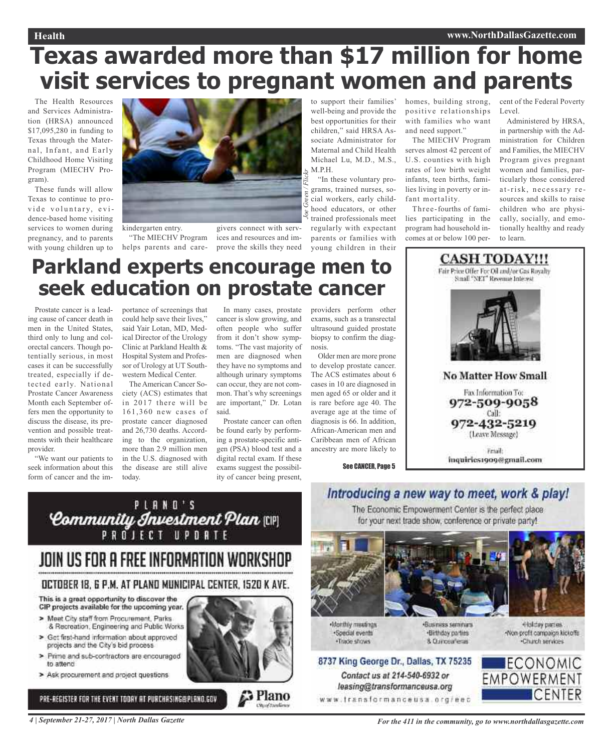# Texas awarded more than $17 million for home visit services to pregnant women and parents

The Health Resources and Services Administration (HRSA) announced $17,095,280 in funding to Texas through the Maternal, Infant, and Early Childhood Home Visiting Program (MIECHV Program).

These funds will allow Texas to continue to provide voluntary, evidence-based home visiting services to women during pregnancy, and to parents with young children up to kindergarten entry.

"The MIECHV Program helps parents and caregivers connect with services and resources and improve the skills they need to support their families' well-being and provide the best opportunities for their children," said HRSA Associate Administrator for Maternal and Child Health Michael Lu, M.D., M.S., M.P.H.

*Joe Green / Flickr*

"In these voluntary programs, trained nurses, social workers, early childhood educators, or other trained professionals meet regularly with expectant parents or families with young children in their homes, building strong, positive relationships with families who want and need support."

The MIECHV Program serves almost 42 percent of U.S. counties with high rates of low birth weight infants, teen births, families living in poverty or infant mortality.

Three-fourths of families participating in the program had household incomes at or below 100 percent of the Federal Poverty Level.

Administered by HRSA, in partnership with the Administration for Children and Families, the MIECHV Program gives pregnant women and families, particularly those considered at-risk, necessary resources and skills to raise children who are physically, socially, and emotionally healthy and ready to learn.

# Parkland experts encourage men to seek education on prostate cancer

Prostate cancer is a leading cause of cancer death in men in the United States, third only to lung and colorectal cancers. Though potentially serious, in most cases it can be successfully treated, especially if detected early. National Prostate Cancer Awareness Month each September offers men the opportunity to discuss the disease, its prevention and possible treatments with their healthcare provider.

"We want our patients to seek information about this form of cancer and the importance of screenings that could help save their lives," said Yair Lotan, MD, Medical Director of the Urology Clinic at Parkland Health & Hospital System and Professor of Urology at UT Southwestern Medical Center.

The American Cancer Society (ACS) estimates that in 2017 there will be 161,360 new cases of prostate cancer diagnosed and 26,730 deaths. According to the organization, more than 2.9 million men in the U.S. diagnosed with the disease are still alive today.

In many cases, prostate cancer is slow growing, and often people who suffer from it don't show symptoms. "The vast majority of men are diagnosed when they have no symptoms and although urinary symptoms can occur, they are not common. That's why screenings are important," Dr. Lotan said.

Prostate cancer can often be found early by performing a prostate-specific antigen (PSA) blood test and a digital rectal exam. If these exams suggest the possibility of cancer being present, providers perform other exams, such as a transrectal ultrasound guided prostate biopsy to confirm the diagnosis.

Older men are more prone to develop prostate cancer. The ACS estimates about 6 cases in 10 are diagnosed in men aged 65 or older and it is rare before age 40. The average age at the time of diagnosis is 66. In addition, African-American men and Caribbean men of African ancestry are more likely to

**See CANCER, Page 5**

**CASH TODAY!!!**

Fair Price Offer For Oil and/or Gas Royalty Small "NET" Revenue Interest

**No Matter How Small**

Fax Information To: **972-509-9058**

Call: **972-432-5219** (Leave Message)

Email: inquiries1909@gmail.com

PLANO'S **Community Investment Plan** (CIP) PROJECT UPDATE

## JOIN US FOR A FREE INFORMATION WORKSHOP

**OCTOBER 18, 6 P.M. AT PLANO MUNICIPAL CENTER, 1520 K AVE.**

This is a great opportunity to discover the CIP projects available for the upcoming year.

- Meet City staff from Procurement, Parks & Recreation, Engineering and Public Works
- Get first-hand information about approved projects and the City's bid process
- Prime and sub-contractors are encouraged to attend
- Ask procurement and project questions

PRE-REGISTER FOR THE EVENT TODAY AT PURCHASING@PLANO.GOV

Plano City of Excellence

***Introducing a new way to meet, work & play!***

The Economic Empowerment Center is the perfect place for your next trade show, conference or private party!

- Monthly meetings
- Special events
- Trade shows
- Business seminars
- Birthday parties
- & Quinceañeras
- Holiday parties
- Non-profit campaign kickoffs
- Church services

**8737 King George Dr., Dallas, TX 75235**

*Contact us at 214-540-6932 or leasing@transformanceusa.org*

www.transformanceusa.org/eec

ECONOMIC EMPOWERMENT CENTER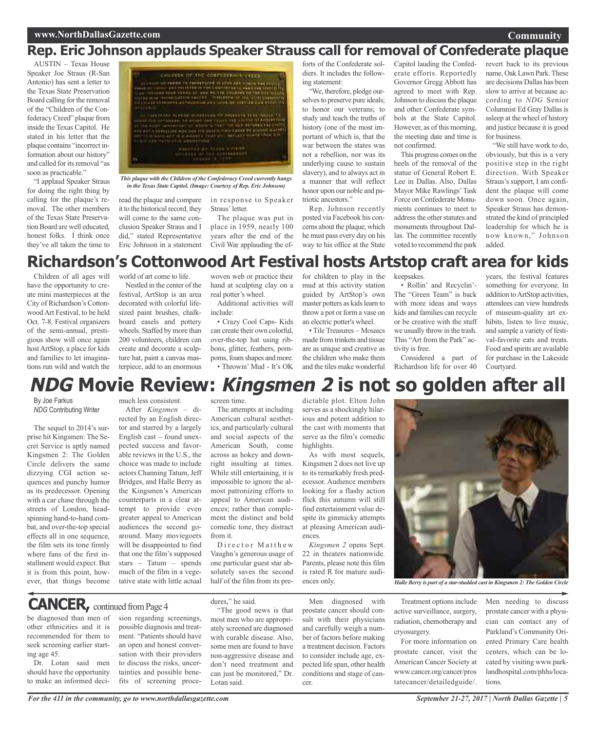# Rep. Eric Johnson applauds Speaker Strauss call for removal of Confederate plaque

AUSTIN – Texas House Speaker Joe Straus (R-San Antonio) has sent a letter to the Texas State Preservation Board calling for the removal of the "Children of the Confederacy Creed" plaque from inside the Texas Capitol. He stated in his letter that the plaque contains "incorrect information about our history" and called for its removal "as soon as practicable."

"I applaud Speaker Straus for doing the right thing by calling for the plaque's removal. The other members of the Texas State Preservation Board are well educated, honest folks. I think once they've all taken the time to read the plaque and compare it to the historical record, they will come to the same conclusion Speaker Straus and I did," stated Representative Eric Johnson in a statement in response to Speaker Straus' letter.

*This plaque with the Children of the Confederacy Creed currently hangs in the Texas State Capitol. (Image: Courtesy of Rep. Eric Johnson)*

The plaque was put in place in 1959, nearly 100 years after the end of the Civil War applauding the efforts of the Confederate soldiers. It includes the following statement:

"We, therefore, pledge ourselves to preserve pure ideals; to honor our veterans; to study and teach the truths of history (one of the most important of which is, that the war between the states was not a rebellion, nor was its underlying cause to sustain slavery), and to always act in a manner that will reflect honor upon our noble and patriotic ancestors."

Rep. Johnson recently posted via Facebook his concerns about the plaque, which he must pass every day on his way to his office at the State Capitol lauding the Confederate efforts. Reportedly Governor Gregg Abbott has agreed to meet with Rep. Johnson to discuss the plaque and other Confederate symbols at the State Capitol. However, as of this morning, the meeting date and time is not confirmed.

This progress comes on the heels of the removal of the statue of General Robert E. Lee in Dallas. Also, Dallas Mayor Mike Rawlings' Task Force on Confederate Monuments continues to meet to address the other statutes and monuments throughout Dallas. The committee recently voted to recommend the park revert back to its previous name, Oak Lawn Park. These are decisions Dallas has been slow to arrive at because according to *NDG* Senior Columnist Ed Gray Dallas is asleep at the wheel of history and justice because it is good for business.

"We still have work to do, obviously, but this is a very positive step in the right direction. With Speaker Straus's support, I am confident the plaque will come down soon. Once again, Speaker Straus has demonstrated the kind of principled leadership for which he is now known," Johnson added.

# Richardson's Cottonwood Art Festival hosts Artstop craft area for kids

Children of all ages will have the opportunity to create mini masterpieces at the City of Richardson's Cottonwood Art Festival, to be held Oct. 7-8. Festival organizers of the semi-annual, prestigious show will once again host ArtStop, a place for kids and families to let imaginations run wild and watch the world of art come to life.

Nestled in the center of the festival, ArtStop is an area decorated with colorful life-sized paint brushes, chalkboard easels and pottery wheels. Staffed by more than 200 volunteers, children can create and decorate a sculpture hat, paint a canvas masterpiece, add to an enormous woven web or practice their hand at sculpting clay on a real potter's wheel.

Additional activities will include:

- Crazy Cool Caps- Kids can create their own colorful, over-the-top hat using ribbons, glitter, feathers, pompoms, foam shapes and more.
- Throwin' Mud - It's OK for children to play in the mud at this activity station guided by ArtStop's own master potters as kids learn to throw a pot or form a vase on an electric potter's wheel.
- Tile Treasures – Mosaics made from trinkets and tissue are as unique and creative as the children who make them and the tiles make wonderful keepsakes.
- Rollin' and Recyclin'- The "Green Team" is back with more ideas and ways kids and families can recycle or be creative with the stuff we usually throw in the trash. This "Art from the Park" activity is free.

Considered a part of Richardson life for over 40 years, the festival features something for everyone. In addition to ArtStop activities, attendees can view hundreds of museum-quality art exhibits, listen to live music, and sample a variety of festival-favorite eats and treats. Food and spirits are available for purchase in the Lakeside Courtyard.

# *NDG* Movie Review: *Kingsmen 2* is not so golden after all

By Joe Farkus
*NDG* Contributing Writer

The sequel to 2014's surprise hit Kingsmen: The Secret Service is aptly named Kingsmen 2: The Golden Circle delivers the same dizzying CGI action sequences and punchy humor as its predecessor. Opening with a car chase through the streets of London, head-spinning hand-to-hand combat, and over-the-top special effects all in one sequence, the film sets its tone firmly where fans of the first installment would expect. But it is from this point, however, that things become much less consistent.

After *Kingsmen* – directed by an English director and starred by a largely English cast – found unexpected success and favorable reviews in the U.S., the choice was made to include actors Channing Tatum, Jeff Bridges, and Halle Berry as the Kingsmen's American counterparts in a clear attempt to provide even greater appeal to American audiences the second go-around. Many moviegoers will be disappointed to find that one the film's supposed stars – Tatum – spends much of the film in a vegetative state with little actual screen time.

The attempts at including American cultural aesthetics, and particularly cultural and social aspects of the American South, come across as hokey and downright insulting at times. While still entertaining, it is impossible to ignore the almost patronizing efforts to appeal to American audiences; rather than complement the distinct and bold comedic tone, they distract from it.

Director Matthew Vaughn's generous usage of one particular guest star absolutely saves the second half of the film from its predictable plot. Elton John serves as a shockingly hilarious and potent addition to the cast with moments that serve as the film's comedic highlights.

As with most sequels, Kingsmen 2 does not live up to its remarkably fresh predecessor. Audience members looking for a flashy action flick this autumn will still find entertainment value despite its gimmicky attempts at pleasing American audiences.

*Kingsmen 2* opens Sept. 22 in theaters nationwide. Parents, please note this film is rated R for mature audiences only.

*Halle Berry is part of a star-studded cast in Kingsmen 2: The Golden Circle*

## CANCER, continued from Page 4

be diagnosed than men of other ethnicities and it is recommended for them to seek screening earlier starting age 45.

Dr. Lotan said men should have the opportunity to make an informed decision regarding screenings, possible diagnosis and treatment. "Patients should have an open and honest conversation with their providers to discuss the risks, uncertainties and possible benefits of screening procedures," he said.

"The good news is that most men who are appropriately screened are diagnosed with curable disease. Also, some men are found to have non-aggressive disease and don't need treatment and can just be monitored," Dr. Lotan said.

Men diagnosed with prostate cancer should consult with their physicians and carefully weigh a number of factors before making a treatment decision. Factors to consider include age, expected life span, other health conditions and stage of cancer.

Treatment options include active surveillance, surgery, radiation, chemotherapy and cryosurgery.

For more information on prostate cancer, visit the American Cancer Society at www.cancer.org/cancer/prostatecancer/detailedguide/.

Men needing to discuss prostate cancer with a physician can contact any of Parkland's Community Oriented Primary Care health centers, which can be located by visiting www.parklandhospital.com/phhs/locations.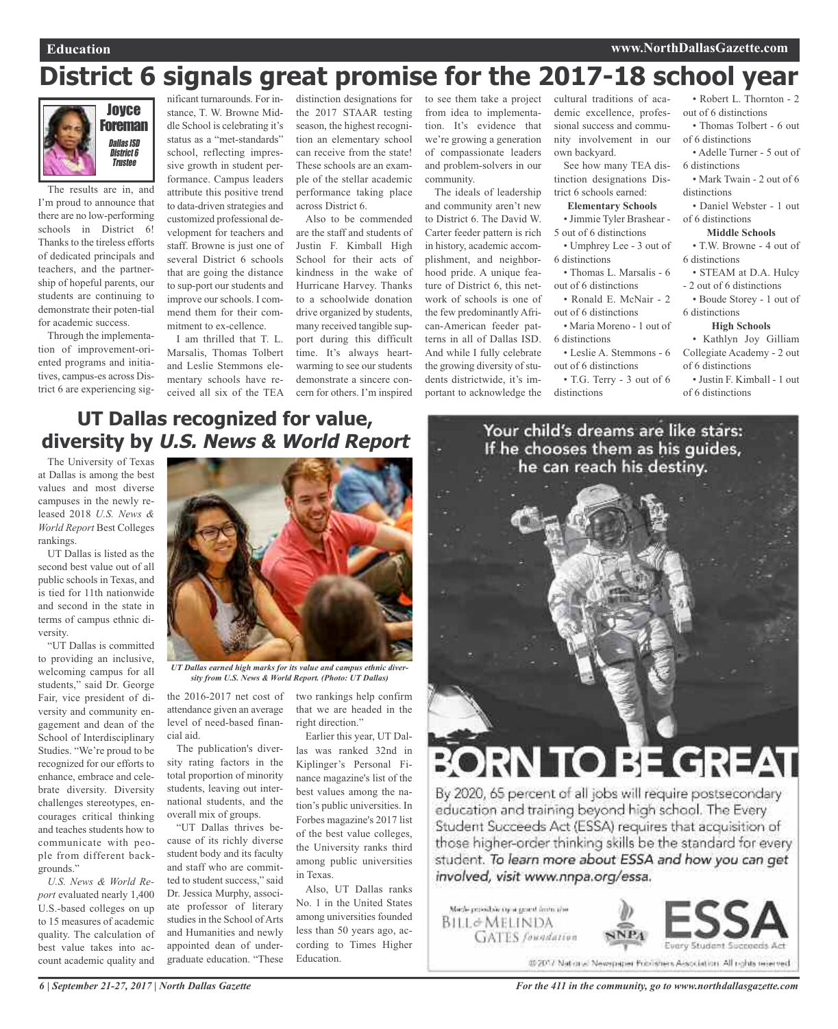# District 6 signals great promise for the 2017-18 school year

**Joyce Foreman**
*Dallas ISD District 6 Trustee*

The results are in, and I'm proud to announce that there are no low-performing schools in District 6! Thanks to the tireless efforts of dedicated principals and teachers, and the partnership of hopeful parents, our students are continuing to demonstrate their poten-tial for academic success.

Through the implementation of improvement-oriented programs and initiatives, campus-es across District 6 are experiencing significant turnarounds. For instance, T. W. Browne Middle School is celebrating it's status as a "met-standards" school, reflecting impressive growth in student performance. Campus leaders attribute this positive trend to data-driven strategies and customized professional development for teachers and staff. Browne is just one of several District 6 schools that are going the distance to sup-port our students and improve our schools. I commend them for their commitment to ex-cellence.

I am thrilled that T. L. Marsalis, Thomas Tolbert and Leslie Stemmons elementary schools have received all six of the TEA distinction designations for the 2017 STAAR testing season, the highest recognition an elementary school can receive from the state! These schools are an example of the stellar academic performance taking place across District 6.

Also to be commended are the staff and students of Justin F. Kimball High School for their acts of kindness in the wake of Hurricane Harvey. Thanks to a schoolwide donation drive organized by students, many received tangible support during this difficult time. It's always heartwarming to see our students demonstrate a sincere concern for others. I'm inspired to see them take a project from idea to implementation. It's evidence that we're growing a generation of compassionate leaders and problem-solvers in our community.

The ideals of leadership and community aren't new to District 6. The David W. Carter feeder pattern is rich in history, academic accomplishment, and neighborhood pride. A unique feature of District 6, this network of schools is one of the few predominantly African-American feeder patterns in all of Dallas ISD. And while I fully celebrate the growing diversity of students districtwide, it's important to acknowledge the cultural traditions of academic excellence, professional success and community involvement in our own backyard.

See how many TEA distinction designations District 6 schools earned:

**Elementary Schools**

- Jimmie Tyler Brashear - 5 out of 6 distinctions
- Umphrey Lee - 3 out of 6 distinctions
- Thomas L. Marsalis - 6 out of 6 distinctions
- Ronald E. McNair - 2 out of 6 distinctions
- Maria Moreno - 1 out of 6 distinctions
- Leslie A. Stemmons - 6 out of 6 distinctions
- T.G. Terry - 3 out of 6 distinctions
- Robert L. Thornton - 2 out of 6 distinctions
- Thomas Tolbert - 6 out of 6 distinctions
- Adelle Turner - 5 out of 6 distinctions
- Mark Twain - 2 out of 6 distinctions
- Daniel Webster - 1 out of 6 distinctions

**Middle Schools**

- T.W. Browne - 4 out of 6 distinctions
- STEAM at D.A. Hulcy - 2 out of 6 distinctions
- Boude Storey - 1 out of 6 distinctions

**High Schools**

- Kathlyn Joy Gilliam Collegiate Academy - 2 out of 6 distinctions
- Justin F. Kimball - 1 out of 6 distinctions

# UT Dallas recognized for value, diversity by *U.S. News & World Report*

The University of Texas at Dallas is among the best values and most diverse campuses in the newly released 2018 *U.S. News & World Report* Best Colleges rankings.

UT Dallas is listed as the second best value out of all public schools in Texas, and is tied for 11th nationwide and second in the state in terms of campus ethnic diversity.

"UT Dallas is committed to providing an inclusive, welcoming campus for all students," said Dr. George Fair, vice president of diversity and community engagement and dean of the School of Interdisciplinary Studies. "We're proud to be recognized for our efforts to enhance, embrace and celebrate diversity. Diversity challenges stereotypes, encourages critical thinking and teaches students how to communicate with people from different backgrounds."

*U.S. News & World Report* evaluated nearly 1,400 U.S.-based colleges on up to 15 measures of academic quality. The calculation of best value takes into account academic quality and the 2016-2017 net cost of attendance given an average level of need-based financial aid.

*UT Dallas earned high marks for its value and campus ethnic diversity from U.S. News & World Report. (Photo: UT Dallas)*

The publication's diversity rating factors in the total proportion of minority students, leaving out international students, and the overall mix of groups.

"UT Dallas thrives because of its richly diverse student body and its faculty and staff who are committed to student success," said Dr. Jessica Murphy, associate professor of literary studies in the School of Arts and Humanities and newly appointed dean of undergraduate education. "These two rankings help confirm that we are headed in the right direction."

Earlier this year, UT Dallas was ranked 32nd in Kiplinger's Personal Finance magazine's list of the best values among the nation's public universities. In Forbes magazine's 2017 list of the best value colleges, the University ranks third among public universities in Texas.

Also, UT Dallas ranks No. 1 in the United States among universities founded less than 50 years ago, according to Times Higher Education.

Your child's dreams are like stars: If he chooses them as his guides, he can reach his destiny.

**BORN TO BE GREAT**

By 2020, 65 percent of all jobs will require postsecondary education and training beyond high school. The Every Student Succeeds Act (ESSA) requires that acquisition of those higher-order thinking skills be the standard for every student. *To learn more about ESSA and how you can get involved, visit www.nnpa.org/essa.*

Made possible by a grant from the Bill & Melinda Gates foundation

NNPA | ESSA Every Student Succeeds Act

© 2017 National Newspaper Publishers Association. All rights reserved.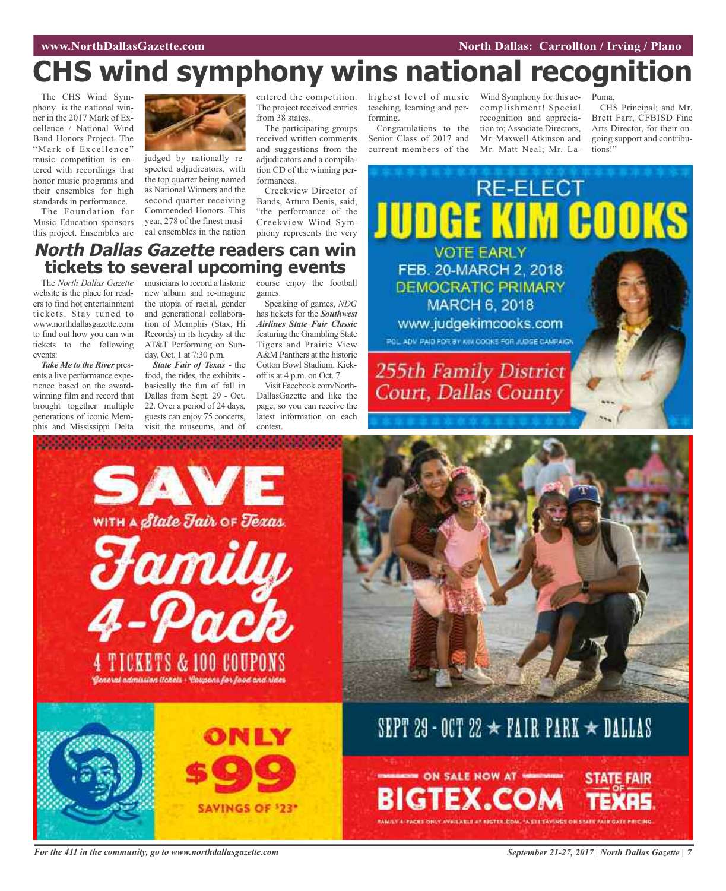# CHS wind symphony wins national recognition

The CHS Wind Symphony is the national winner in the 2017 Mark of Excellence / National Wind Band Honors Project. The "Mark of Excellence" music competition is entered with recordings that honor music programs and their ensembles for high standards in performance.

The Foundation for Music Education sponsors this project. Ensembles are judged by nationally respected adjudicators, with the top quarter being named as National Winners and the second quarter receiving Commended Honors. This year, 278 of the finest musical ensembles in the nation entered the competition. The project received entries from 38 states.

The participating groups received written comments and suggestions from the adjudicators and a compilation CD of the winning performances.

Creekview Director of Bands, Arturo Denis, said, "the performance of the Creekview Wind Symphony represents the very highest level of music teaching, learning and performing.

Congratulations to the Senior Class of 2017 and current members of the Wind Symphony for this accomplishment! Special recognition and appreciation to; Associate Directors, Mr. Maxwell Atkinson and Mr. Matt Neal; Mr. LaPuma,

CHS Principal; and Mr. Brett Farr, CFBISD Fine Arts Director, for their ongoing support and contributions!"

## *North Dallas Gazette* readers can win tickets to several upcoming events

The *North Dallas Gazette* website is the place for readers to find hot entertainment tickets. Stay tuned to www.northdallasgazette.com to find out how you can win tickets to the following events:

***Take Me to the River*** presents a live performance experience based on the award-winning film and record that brought together multiple generations of iconic Memphis and Mississippi Delta musicians to record a historic new album and re-imagine the utopia of racial, gender and generational collaboration of Memphis (Stax, Hi Records) in its heyday at the AT&T Performing on Sunday, Oct. 1 at 7:30 p.m.

***State Fair of Texas*** - the food, the rides, the exhibits - basically the fun of fall in Dallas from Sept. 29 - Oct. 22. Over a period of 24 days, guests can enjoy 75 concerts, visit the museums, and of course enjoy the football games.

Speaking of games, *NDG* has tickets for the ***Southwest Airlines State Fair Classic*** featuring the Grambling State Tigers and Prairie View A&M Panthers at the historic Cotton Bowl Stadium. Kickoff is at 4 p.m. on Oct. 7.

Visit Facebook.com/NorthDallasGazette and like the page, so you can receive the latest information on each contest.

RE-ELECT **JUDGE KIM COOKS**

VOTE EARLY FEB. 20-MARCH 2, 2018

DEMOCRATIC PRIMARY MARCH 6, 2018

www.judgekimcooks.com

POL. ADV. PAID FOR BY KIM COOKS FOR JUDGE CAMPAIGN

255th Family District Court, Dallas County

**SAVE** WITH A State Fair OF Texas **Family 4-Pack**

4 TICKETS & 100 COUPONS

General admission tickets · Coupons for food and rides

ONLY $99 SAVINGS OF $23*

SEPT 29 - OCT 22 ★ FAIR PARK ★ DALLAS

ON SALE NOW AT **BIGTEX.COM** STATE FAIR OF TEXAS

FAMILY 4-PACKS ONLY AVAILABLE AT BIGTEX.COM. *A $23 SAVINGS ON STATE FAIR GATE PRICING.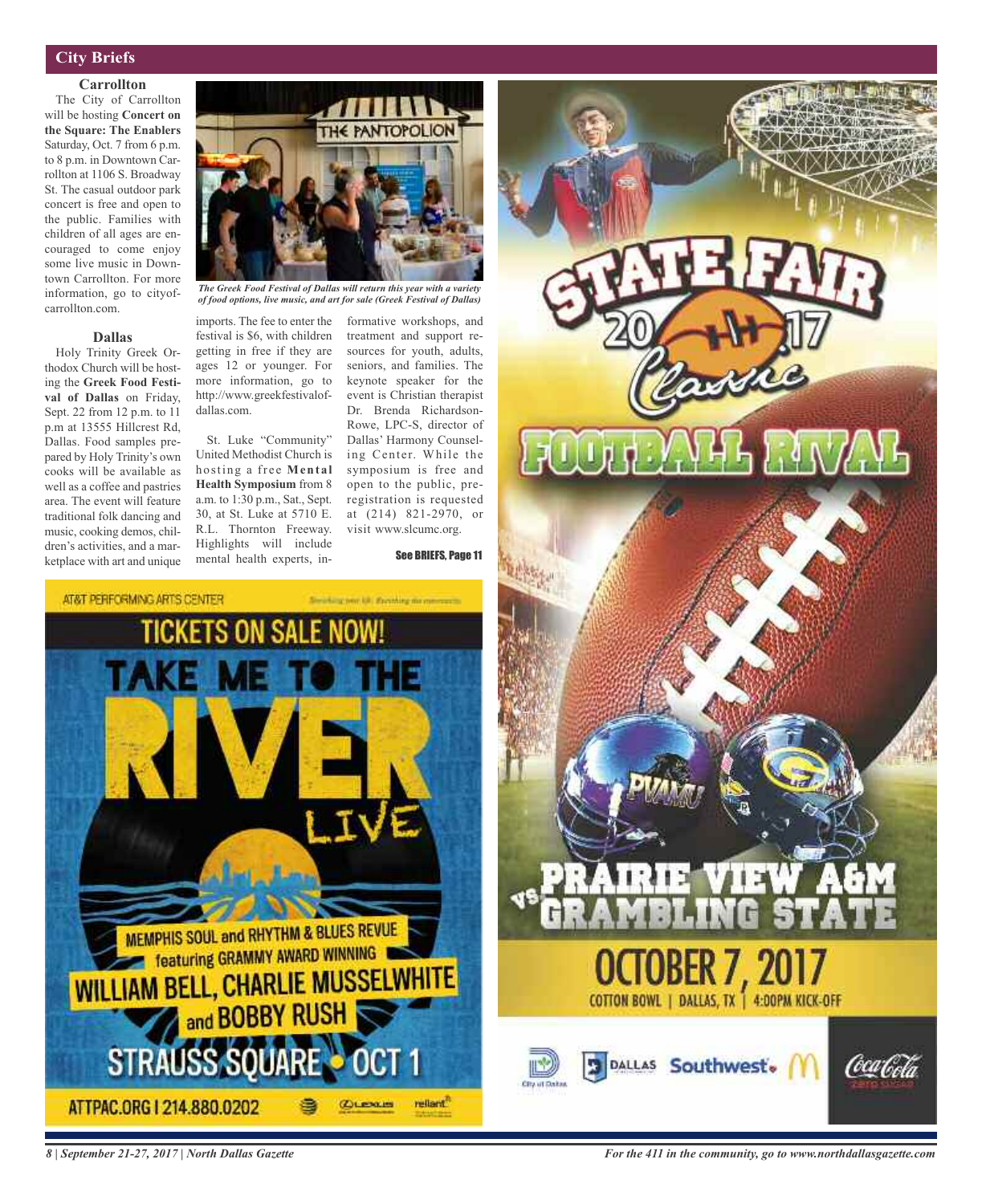## City Briefs

### Carrollton

The City of Carrollton will be hosting **Concert on the Square: The Enablers** Saturday, Oct. 7 from 6 p.m. to 8 p.m. in Downtown Carrollton at 1106 S. Broadway St. The casual outdoor park concert is free and open to the public. Families with children of all ages are encouraged to come enjoy some live music in Downtown Carrollton. For more information, go to cityofcarrollton.com.

### Dallas

Holy Trinity Greek Orthodox Church will be hosting the **Greek Food Festival of Dallas** on Friday, Sept. 22 from 12 p.m. to 11 p.m at 13555 Hillcrest Rd, Dallas. Food samples prepared by Holy Trinity's own cooks will be available as well as a coffee and pastries area. The event will feature traditional folk dancing and music, cooking demos, children's activities, and a marketplace with art and unique imports. The fee to enter the festival is $6, with children getting in free if they are ages 12 or younger. For more information, go to http://www.greekfestivalofdallas.com.

*The Greek Food Festival of Dallas will return this year with a variety of food options, live music, and art for sale (Greek Festival of Dallas)*

St. Luke "Community" United Methodist Church is hosting a free **Mental Health Symposium** from 8 a.m. to 1:30 p.m., Sat., Sept. 30, at St. Luke at 5710 E. R.L. Thornton Freeway. Highlights will include mental health experts, informative workshops, and treatment and support resources for youth, adults, seniors, and families. The keynote speaker for the event is Christian therapist Dr. Brenda Richardson-Rowe, LPC-S, director of Dallas' Harmony Counseling Center. While the symposium is free and open to the public, pre-registration is requested at (214) 821-2970, or visit www.slcumc.org.

See BRIEFS, Page 11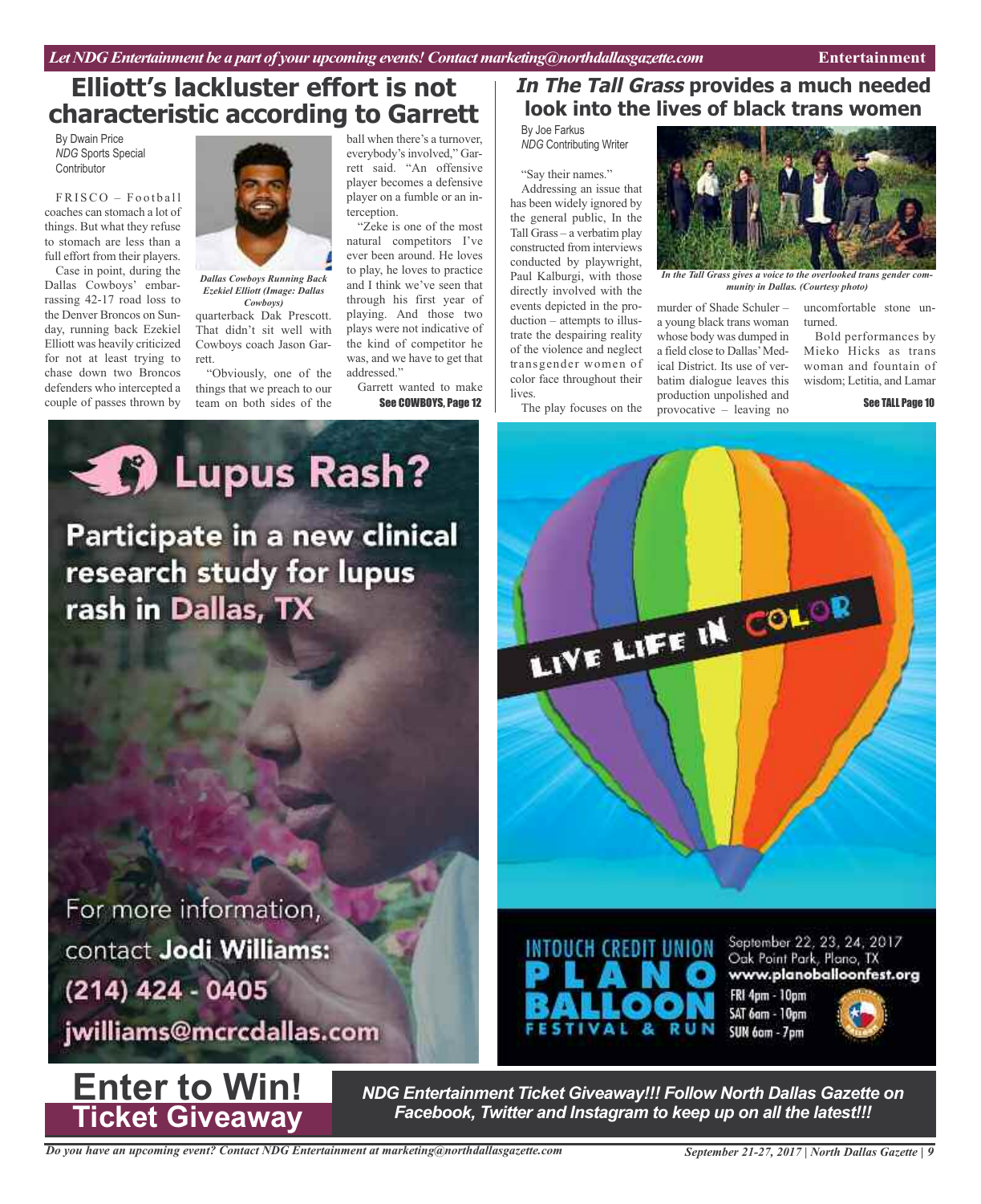# Elliott's lackluster effort is not characteristic according to Garrett

By Dwain Price
*NDG* Sports Special Contributor

FRISCO – Football coaches can stomach a lot of things. But what they refuse to stomach are less than a full effort from their players.

Case in point, during the Dallas Cowboys' embarrassing 42-17 road loss to the Denver Broncos on Sunday, running back Ezekiel Elliott was heavily criticized for not at least trying to chase down two Broncos defenders who intercepted a couple of passes thrown by quarterback Dak Prescott. That didn't sit well with Cowboys coach Jason Garrett.

*Dallas Cowboys Running Back Ezekiel Elliott (Image: Dallas Cowboys)*

"Obviously, one of the things that we preach to our team on both sides of the ball when there's a turnover, everybody's involved," Garrett said. "An offensive player becomes a defensive player on a fumble or an interception.

"Zeke is one of the most natural competitors I've ever been around. He loves to play, he loves to practice and I think we've seen that through his first year of playing. And those two plays were not indicative of the kind of competitor he was, and we have to get that addressed."

Garrett wanted to make

**See COWBOYS, Page 12**

# *In The Tall Grass* provides a much needed look into the lives of black trans women

By Joe Farkus
*NDG* Contributing Writer

"Say their names."

Addressing an issue that has been widely ignored by the general public, In the Tall Grass – a verbatim play constructed from interviews conducted by playwright, Paul Kalburgi, with those directly involved with the events depicted in the production – attempts to illustrate the despairing reality of the violence and neglect transgender women of color face throughout their lives.

*In the Tall Grass gives a voice to the overlooked trans gender community in Dallas. (Courtesy photo)*

The play focuses on the murder of Shade Schuler – a young black trans woman whose body was dumped in a field close to Dallas' Medical District. Its use of verbatim dialogue leaves this production unpolished and provocative – leaving no uncomfortable stone unturned.

Bold performances by Mieko Hicks as trans woman and fountain of wisdom; Letitia, and Lamar

**See TALL Page 10**

**Lupus Rash?**

**Participate in a new clinical research study for lupus rash in Dallas, TX**

For more information, contact **Jodi Williams: (214) 424 - 0405 jwilliams@mcrcdallas.com**

LIVE LIFE IN COLOR

INTOUCH CREDIT UNION PLANO BALLOON FESTIVAL & RUN

September 22, 23, 24, 2017
Oak Point Park, Plano, TX
www.planoballoonfest.org
FRI 4pm - 10pm
SAT 6am - 10pm
SUN 6am - 7pm

**Enter to Win! Ticket Giveaway**

***NDG Entertainment Ticket Giveaway!!! Follow North Dallas Gazette on Facebook, Twitter and Instagram to keep up on all the latest!!!***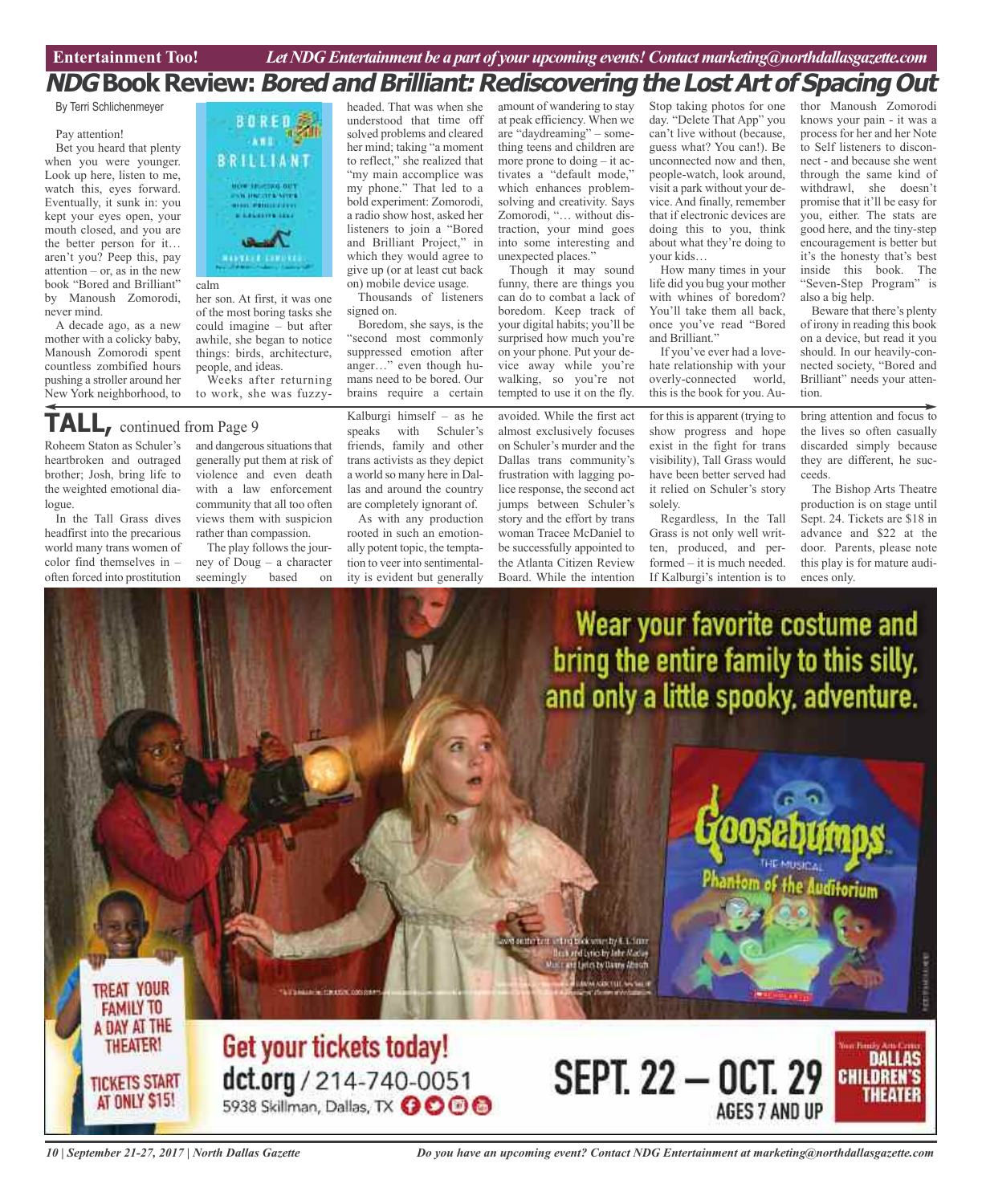Entertainment Too! *Let NDG Entertainment be a part of your upcoming events! Contact marketing@northdallasgazette.com*

# NDG Book Review: *Bored and Brilliant: Rediscovering the Lost Art of Spacing Out*

By Terri Schlichenmeyer

Pay attention!

Bet you heard that plenty when you were younger. Look up here, listen to me, watch this, eyes forward. Eventually, it sunk in: you kept your eyes open, your mouth closed, and you are the better person for it… aren't you? Peep this, pay attention – or, as in the new book "Bored and Brilliant" by Manoush Zomorodi, never mind.

A decade ago, as a new mother with a colicky baby, Manoush Zomorodi spent countless zombified hours pushing a stroller around her New York neighborhood, to calm her son. At first, it was one of the most boring tasks she could imagine – but after awhile, she began to notice things: birds, architecture, people, and ideas.

Weeks after returning to work, she was fuzzy-headed. That was when she understood that time off solved problems and cleared her mind; taking "a moment to reflect," she realized that "my main accomplice was my phone." That led to a bold experiment: Zomorodi, a radio show host, asked her listeners to join a "Bored and Brilliant Project," in which they would agree to give up (or at least cut back on) mobile device usage.

Thousands of listeners signed on.

Boredom, she says, is the "second most commonly suppressed emotion after anger…" even though humans need to be bored. Our brains require a certain amount of wandering to stay at peak efficiency. When we are "daydreaming" – something teens and children are more prone to doing – it activates a "default mode," which enhances problem-solving and creativity. Says Zomorodi, "… without distraction, your mind goes into some interesting and unexpected places."

Though it may sound funny, there are things you can do to combat a lack of boredom. Keep track of your digital habits; you'll be surprised how much you're on your phone. Put your device away while you're walking, so you're not tempted to use it on the fly. Stop taking photos for one day. "Delete That App" you can't live without (because, guess what? You can!). Be unconnected now and then, people-watch, look around, visit a park without your device. And finally, remember that if electronic devices are doing this to you, think about what they're doing to your kids…

How many times in your life did you bug your mother with whines of boredom? You'll take them all back, once you've read "Bored and Brilliant."

If you've ever had a love-hate relationship with your overly-connected world, this is the book for you. Author Manoush Zomorodi knows your pain - it was a process for her and her Note to Self listeners to disconnect - and because she went through the same kind of withdrawl, she doesn't promise that it'll be easy for you, either. The stats are good here, and the tiny-step encouragement is better but it's the honesty that's best inside this book. The "Seven-Step Program" is also a big help.

Beware that there's plenty of irony in reading this book on a device, but read it you should. In our heavily-connected society, "Bored and Brilliant" needs your attention.

## TALL, continued from Page 9

Roheem Staton as Schuler's heartbroken and outraged brother; Josh, bring life to the weighted emotional dialogue.

In the Tall Grass dives headfirst into the precarious world many trans women of color find themselves in – often forced into prostitution and dangerous situations that generally put them at risk of violence and even death with a law enforcement community that all too often views them with suspicion rather than compassion.

The play follows the journey of Doug – a character seemingly based on Kalburgi himself – as he speaks with Schuler's friends, family and other trans activists as they depict a world so many here in Dallas and around the country are completely ignorant of.

As with any production rooted in such an emotionally potent topic, the temptation to veer into sentimentality is evident but generally avoided. While the first act almost exclusively focuses on Schuler's murder and the Dallas trans community's frustration with lagging police response, the second act jumps between Schuler's story and the effort by trans woman Tracee McDaniel to be successfully appointed to the Atlanta Citizen Review Board. While the intention for this is apparent (trying to show progress and hope exist in the fight for trans visibility), Tall Grass would have been better served had it relied on Schuler's story solely.

Regardless, In the Tall Grass is not only well written, produced, and performed – it is much needed. If Kalburgi's intention is to bring attention and focus to the lives so often casually discarded simply because they are different, he succeeds.

The Bishop Arts Theatre production is on stage until Sept. 24. Tickets are $18 in advance and $22 at the door. Parents, please note this play is for mature audiences only.

---

Wear your favorite costume and bring the entire family to this silly, and only a little spooky, adventure.

Goosebumps The Musical: Phantom of the Auditorium

TREAT YOUR FAMILY TO A DAY AT THE THEATER!

TICKETS START AT ONLY $15!

Get your tickets today! dct.org / 214-740-0051

5938 Skillman, Dallas, TX

SEPT. 22 – OCT. 29

AGES 7 AND UP

Dallas Children's Theater

Do you have an upcoming event? Contact NDG Entertainment at marketing@northdallasgazette.com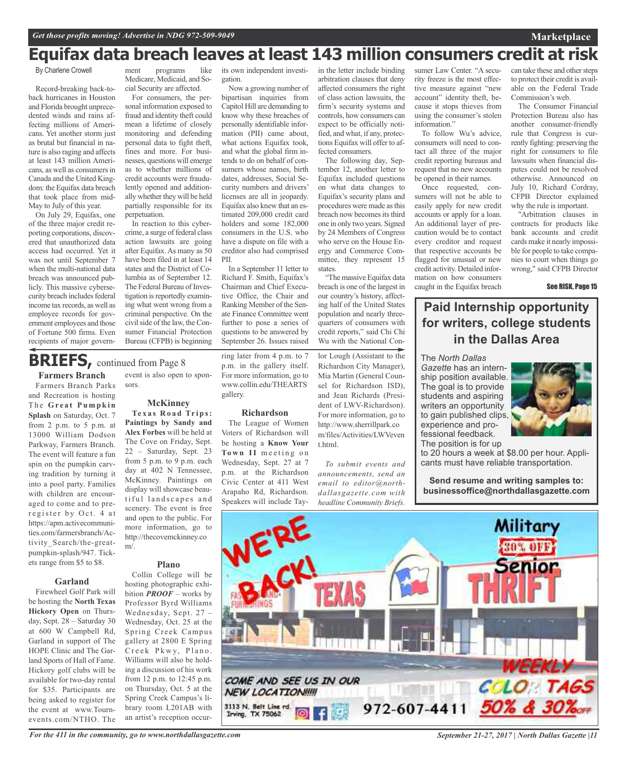# Equifax data breach leaves at least 143 million consumers credit at risk

By Charlene Crowell

Record-breaking back-to-back hurricanes in Houston and Florida brought unprecedented winds and rains affecting millions of Americans. Yet another storm just as brutal but financial in nature is also raging and affects at least 143 million Americans, as well as consumers in Canada and the United Kingdom: the Equifax data breach that took place from mid-May to July of this year.

On July 29, Equifax, one of the three major credit reporting corporations, discovered that unauthorized data access had occurred. Yet it was not until September 7 when the multi-national data breach was announced publicly. This massive cybersecurity breach includes federal income tax records, as well as employee records for government employees and those of Fortune 500 firms. Even recipients of major government programs like Medicare, Medicaid, and Social Security are affected.

For consumers, the personal information exposed to fraud and identity theft could mean a lifetime of closely monitoring and defending personal data to fight theft, fines and more. For businesses, questions will emerge as to whether millions of credit accounts were fraudulently opened and additionally whether they will be held partially responsible for its perpetuation.

In reaction to this cybercrime, a surge of federal class action lawsuits are going after Equifax. As many as 50 have been filed in at least 14 states and the District of Columbia as of September 12. The Federal Bureau of Investigation is reportedly examining what went wrong from a criminal perspective. On the civil side of the law, the Consumer Financial Protection Bureau (CFPB) is beginning its own independent investigation.

Now a growing number of bipartisan inquiries from Capitol Hill are demanding to know why these breaches of personally identifiable information (PII) came about, what actions Equifax took, and what the global firm intends to do on behalf of consumers whose names, birth dates, addresses, Social Security numbers and drivers' licenses are all in jeopardy. Equifax also knew that an estimated 209,000 credit card holders and some 182,000 consumers in the U.S. who have a dispute on file with a creditor also had comprised PII.

In a September 11 letter to Richard F. Smith, Equifax's Chairman and Chief Executive Office, the Chair and Ranking Member of the Senate Finance Committee went further to pose a series of questions to be answered by September 26. Issues raised in the letter include binding arbitration clauses that deny affected consumers the right of class action lawsuits, the firm's security systems and controls, how consumers can expect to be officially notified, and what, if any, protections Equifax will offer to affected consumers.

The following day, September 12, another letter to Equifax included questions on what data changes to Equifax's security plans and procedures were made as this breach now becomes its third one in only two years. Signed by 24 Members of Congress who serve on the House Energy and Commerce Committee, they represent 15 states.

"The massive Equifax data breach is one of the largest in our country's history, affecting half of the United States population and nearly three-quarters of consumers with credit reports," said Chi Chi Wu with the National Consumer Law Center. "A security freeze is the most effective measure against "new account" identity theft, because it stops thieves from using the consumer's stolen information."

To follow Wu's advice, consumers will need to contact all three of the major credit reporting bureaus and request that no new accounts be opened in their names.

Once requested, consumers will not be able to easily apply for new credit accounts or apply for a loan. An additional layer of precaution would be to contact every creditor and request that respective accounts be flagged for unusual or new credit activity. Detailed information on how consumers caught in the Equifax breach can take these and other steps to protect their credit is available on the Federal Trade Commission's web.

The Consumer Financial Protection Bureau also has another consumer-friendly rule that Congress is currently fighting: preserving the right for consumers to file lawsuits when financial disputes could not be resolved otherwise. Announced on July 10, Richard Cordray, CFPB Director explained why the rule is important.

"Arbitration clauses in contracts for products like bank accounts and credit cards make it nearly impossible for people to take companies to court when things go wrong," said CFPB Director

See RISK, Page 15

## BRIEFS, continued from Page 8

### Farmers Branch

Farmers Branch Parks and Recreation is hosting The **Great Pumpkin Splash** on Saturday, Oct. 7 from 2 p.m. to 5 p.m. at 13000 William Dodson Parkway, Farmers Branch. The event will feature a fun spin on the pumpkin carving tradition by turning it into a pool party. Families with children are encouraged to come and to preregister by Oct. 4 at https://apm.activecommunities.com/farmersbranch/Activity_Search/the-great-pumpkin-splash/947. Tickets range from $5 to $8.

### Garland

Firewheel Golf Park will be hosting the **North Texas Hickory Open** on Thursday, Sept. 28 – Saturday 30 at 600 W Campbell Rd, Garland in support of The HOPE Clinic and The Garland Sports of Hall of Fame. Hickory golf clubs will be available for two-day rental for $35. Participants are being asked to register for the event at www.Tournevents.com/NTHO. The event is also open to sponsors.

### McKinney

**Texas Road Trips: Paintings by Sandy and Alex Forbes** will be held at The Cove on Friday, Sept. 22 – Saturday, Sept. 23 from 5 p.m. to 9 p.m. each day at 402 N Tennessee, McKinney. Paintings on display will showcase beautiful landscapes and scenery. The event is free and open to the public. For more information, go to http://thecovemckinney.com/.

### Plano

Collin College will be hosting photographic exhibition ***PROOF*** – works by Professor Byrd Williams Wednesday, Sept. 27 – Wednesday, Oct. 25 at the Spring Creek Campus gallery at 2800 E Spring Creek Pkwy, Plano. Williams will also be holding a discussion of his work from 12 p.m. to 12:45 p.m. on Thursday, Oct. 5 at the Spring Creek Campus's library room L201AB with an artist's reception occurring later from 4 p.m. to 7 p.m. in the gallery itself. For more information, go to www.collin.edu/THEARTS gallery.

### Richardson

The League of Women Voters of Richardson will be hosting a **Know Your Town II** meeting on Wednesday, Sept. 27 at 7 p.m. at the Richardson Civic Center at 411 West Arapaho Rd, Richardson. Speakers will include Taylor Lough (Assistant to the Richardson City Manager), Mia Martin (General Counsel for Richardson ISD), and Jean Richards (President of LWV-Richardson). For more information, go to http://www.sherrillpark.com/files/Activities/LWVevent.html.

*To submit events and announcements, send an email to editor@northdallasgazette.com with headline Community Briefs.*

## Paid Internship opportunity for writers, college students in the Dallas Area

The *North Dallas Gazette* has an internship position available. The goal is to provide students and aspiring writers an opportunity to gain published clips, experience and professional feedback. The position is for up to 20 hours a week at $8.00 per hour. Applicants must have reliable transportation.

**Send resume and writing samples to: businessoffice@northdallasgazette.com**

WE'RE BACK! TEXAS THRIFT — Military 30% OFF — Senior

COME AND SEE US IN OUR NEW LOCATION!!!!!

3113 N. Belt Line rd. Irving, TX 75062

972-607-4411

WEEKLY COLOR TAGS 50% & 30% OFF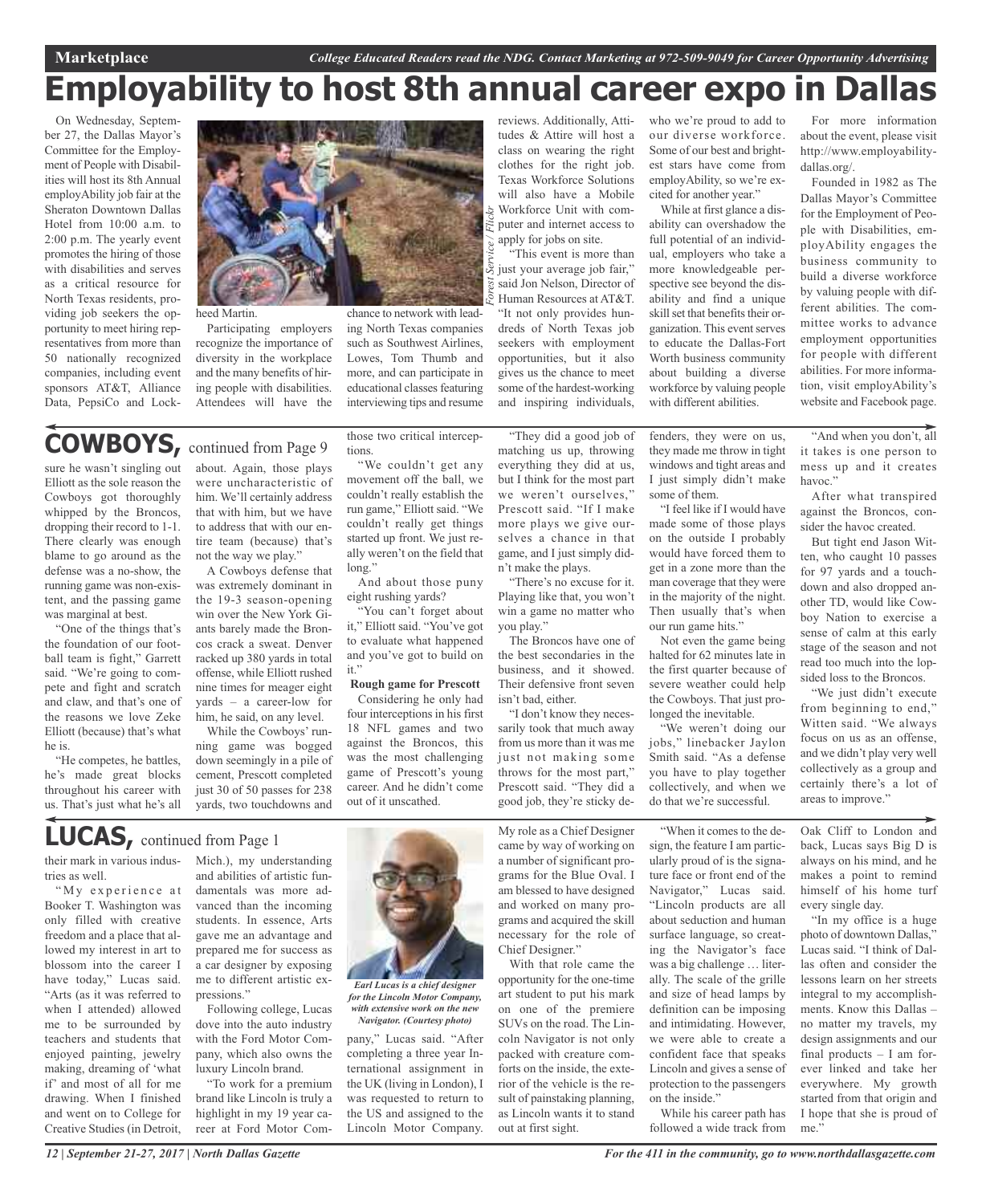# Employability to host 8th annual career expo in Dallas

On Wednesday, September 27, the Dallas Mayor's Committee for the Employment of People with Disabilities will host its 8th Annual employAbility job fair at the Sheraton Downtown Dallas Hotel from 10:00 a.m. to 2:00 p.m. The yearly event promotes the hiring of those with disabilities and serves as a critical resource for North Texas residents, providing job seekers the opportunity to meet hiring representatives from more than 50 nationally recognized companies, including event sponsors AT&T, Alliance Data, PepsiCo and Lockheed Martin.

Participating employers recognize the importance of diversity in the workplace and the many benefits of hiring people with disabilities. Attendees will have the chance to network with leading North Texas companies such as Southwest Airlines, Lowes, Tom Thumb and more, and can participate in educational classes featuring interviewing tips and resume reviews. Additionally, Attitudes & Attire will host a class on wearing the right clothes for the right job. Texas Workforce Solutions will also have a Mobile Workforce Unit with computer and internet access to apply for jobs on site.

*Forest Service / Flickr*

"This event is more than just your average job fair," said Jon Nelson, Director of Human Resources at AT&T. "It not only provides hundreds of North Texas job seekers with employment opportunities, but it also gives us the chance to meet some of the hardest-working and inspiring individuals, who we're proud to add to our diverse workforce. Some of our best and brightest stars have come from employAbility, so we're excited for another year."

While at first glance a disability can overshadow the full potential of an individual, employers who take a more knowledgeable perspective see beyond the disability and find a unique skill set that benefits their organization. This event serves to educate the Dallas-Fort Worth business community about building a diverse workforce by valuing people with different abilities.

For more information about the event, please visit http://www.employabilitydallas.org/.

Founded in 1982 as The Dallas Mayor's Committee for the Employment of People with Disabilities, employAbility engages the business community to build a diverse workforce by valuing people with different abilities. The committee works to advance employment opportunities for people with different abilities. For more information, visit employAbility's website and Facebook page.

## COWBOYS, continued from Page 9

sure he wasn't singling out Elliott as the sole reason the Cowboys got thoroughly whipped by the Broncos, dropping their record to 1-1. There clearly was enough blame to go around as the defense was a no-show, the running game was non-existent, and the passing game was marginal at best.

"One of the things that's the foundation of our football team is fight," Garrett said. "We're going to compete and fight and scratch and claw, and that's one of the reasons we love Zeke Elliott (because) that's what he is.

"He competes, he battles, he's made great blocks throughout his career with us. That's just what he's all about. Again, those plays were uncharacteristic of him. We'll certainly address that with him, but we have to address that with our entire team (because) that's not the way we play."

A Cowboys defense that was extremely dominant in the 19-3 season-opening win over the New York Giants barely made the Broncos crack a sweat. Denver racked up 380 yards in total offense, while Elliott rushed nine times for meager eight yards – a career-low for him, he said, on any level.

While the Cowboys' running game was bogged down seemingly in a pile of cement, Prescott completed just 30 of 50 passes for 238 yards, two touchdowns and those two critical interceptions.

"We couldn't get any movement off the ball, we couldn't really establish the run game," Elliott said. "We couldn't really get things started up front. We just really weren't on the field that long."

And about those puny eight rushing yards?

"You can't forget about it," Elliott said. "You've got to evaluate what happened and you've got to build on it."

**Rough game for Prescott**

Considering he only had four interceptions in his first 18 NFL games and two against the Broncos, this was the most challenging game of Prescott's young career. And he didn't come out of it unscathed.

"They did a good job of matching us up, throwing everything they did at us, but I think for the most part we weren't ourselves," Prescott said. "If I make more plays we give ourselves a chance in that game, and I just simply didn't make the plays.

"There's no excuse for it. Playing like that, you won't win a game no matter who you play."

The Broncos have one of the best secondaries in the business, and it showed. Their defensive front seven isn't bad, either.

"I don't know they necessarily took that much away from us more than it was me just not making some throws for the most part," Prescott said. "They did a good job, they're sticky defenders, they were on us, they made me throw in tight windows and tight areas and I just simply didn't make some of them.

"I feel like if I would have made some of those plays on the outside I probably would have forced them to get in a zone more than the man coverage that they were in the majority of the night. Then usually that's when our run game hits."

Not even the game being halted for 62 minutes late in the first quarter because of severe weather could help the Cowboys. That just prolonged the inevitable.

"We weren't doing our jobs," linebacker Jaylon Smith said. "As a defense you have to play together collectively, and when we do that we're successful.

"And when you don't, all it takes is one person to mess up and it creates havoc."

After what transpired against the Broncos, consider the havoc created.

But tight end Jason Witten, who caught 10 passes for 97 yards and a touchdown and also dropped another TD, would like Cowboy Nation to exercise a sense of calm at this early stage of the season and not read too much into the lopsided loss to the Broncos.

"We just didn't execute from beginning to end," Witten said. "We always focus on us as an offense, and we didn't play very well collectively as a group and certainly there's a lot of areas to improve."

## LUCAS, continued from Page 1

their mark in various industries as well.

"My experience at Booker T. Washington was only filled with creative freedom and a place that allowed my interest in art to blossom into the career I have today," Lucas said. "Arts (as it was referred to when I attended) allowed me to be surrounded by teachers and students that enjoyed painting, jewelry making, dreaming of 'what if' and most of all for me drawing. When I finished and went on to College for Creative Studies (in Detroit, Mich.), my understanding and abilities of artistic fundamentals was more advanced than the incoming students. In essence, Arts gave me an advantage and prepared me for success as a car designer by exposing me to different artistic expressions."

Following college, Lucas dove into the auto industry with the Ford Motor Company, which also owns the luxury Lincoln brand.

"To work for a premium brand like Lincoln is truly a highlight in my 19 year career at Ford Motor Company," Lucas said. "After completing a three year International assignment in the UK (living in London), I was requested to return to the US and assigned to the Lincoln Motor Company. My role as a Chief Designer came by way of working on a number of significant programs for the Blue Oval. I am blessed to have designed and worked on many programs and acquired the skill necessary for the role of Chief Designer."

*Earl Lucas is a chief designer for the Lincoln Motor Company, with extensive work on the new Navigator. (Courtesy photo)*

With that role came the opportunity for the one-time art student to put his mark on one of the premiere SUVs on the road. The Lincoln Navigator is not only packed with creature comforts on the inside, the exterior of the vehicle is the result of painstaking planning, as Lincoln wants it to stand out at first sight.

"When it comes to the design, the feature I am particularly proud of is the signature face or front end of the Navigator," Lucas said. "Lincoln products are all about seduction and human surface language, so creating the Navigator's face was a big challenge … literally. The scale of the grille and size of head lamps by definition can be imposing and intimidating. However, we were able to create a confident face that speaks Lincoln and gives a sense of protection to the passengers on the inside."

While his career path has followed a wide track from Oak Cliff to London and back, Lucas says Big D is always on his mind, and he makes a point to remind himself of his home turf every single day.

"In my office is a huge photo of downtown Dallas," Lucas said. "I think of Dallas often and consider the lessons learn on her streets integral to my accomplishments. Know this Dallas – no matter my travels, my design assignments and our final products – I am forever linked and take her everywhere. My growth started from that origin and I hope that she is proud of me."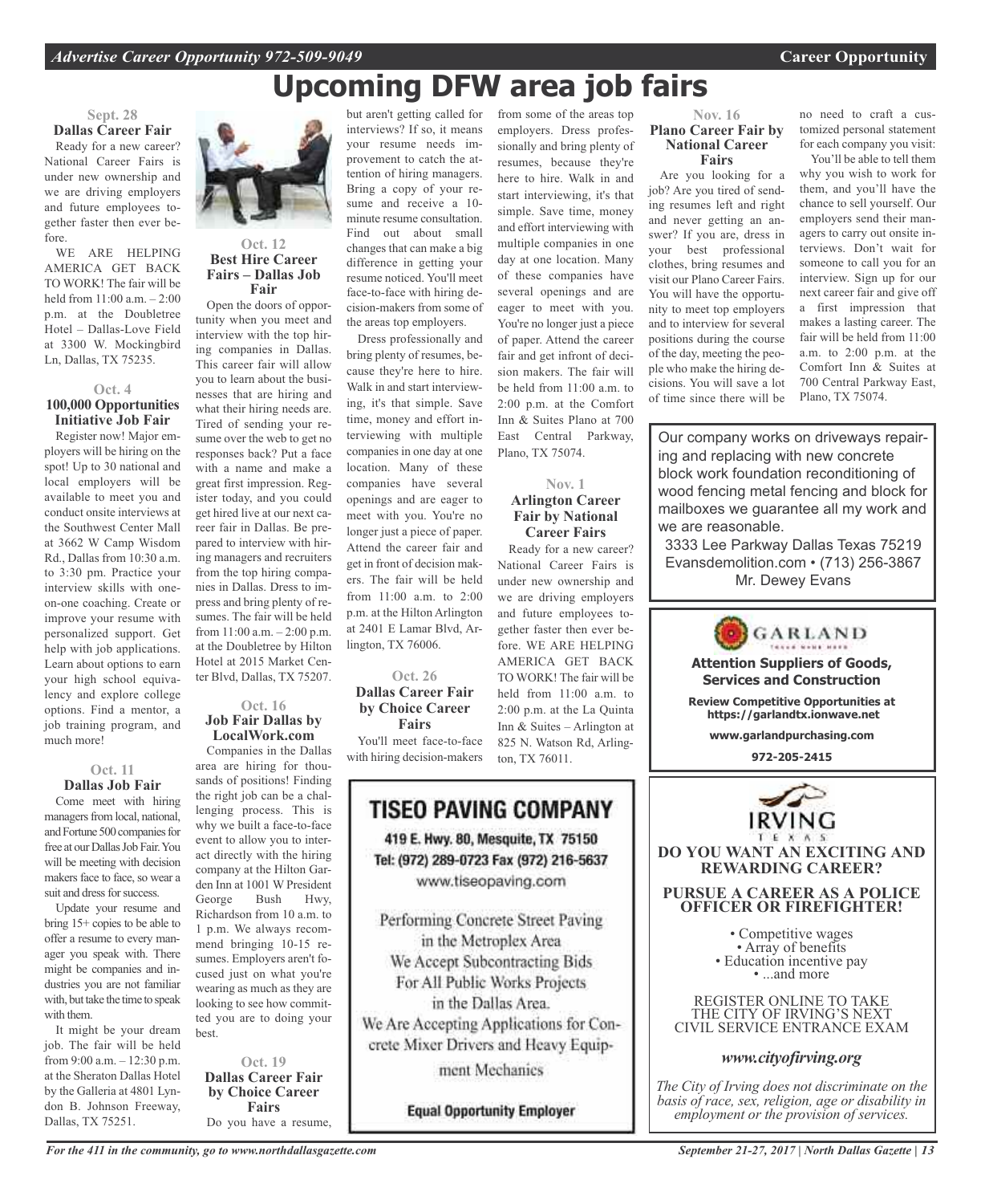# Upcoming DFW area job fairs

**Sept. 28**

### Dallas Career Fair

Ready for a new career? National Career Fairs is under new ownership and we are driving employers and future employees together faster then ever before.

WE ARE HELPING AMERICA GET BACK TO WORK! The fair will be held from 11:00 a.m. – 2:00 p.m. at the Doubletree Hotel – Dallas-Love Field at 3300 W. Mockingbird Ln, Dallas, TX 75235.

**Oct. 4**

### 100,000 Opportunities Initiative Job Fair

Register now! Major employers will be hiring on the spot! Up to 30 national and local employers will be available to meet you and conduct onsite interviews at the Southwest Center Mall at 3662 W Camp Wisdom Rd., Dallas from 10:30 a.m. to 3:30 pm. Practice your interview skills with one-on-one coaching. Create or improve your resume with personalized support. Get help with job applications. Learn about options to earn your high school equivalency and explore college options. Find a mentor, a job training program, and much more!

**Oct. 11**

### Dallas Job Fair

Come meet with hiring managers from local, national, and Fortune 500 companies for free at our Dallas Job Fair. You will be meeting with decision makers face to face, so wear a suit and dress for success.

Update your resume and bring 15+ copies to be able to offer a resume to every manager you speak with. There might be companies and industries you are not familiar with, but take the time to speak with them.

It might be your dream job. The fair will be held from 9:00 a.m. – 12:30 p.m. at the Sheraton Dallas Hotel by the Galleria at 4801 Lyndon B. Johnson Freeway, Dallas, TX 75251.

**Oct. 12**

### Best Hire Career Fairs – Dallas Job Fair

Open the doors of opportunity when you meet and interview with the top hiring companies in Dallas. This career fair will allow you to learn about the businesses that are hiring and what their hiring needs are. Tired of sending your resume over the web to get no responses back? Put a face with a name and make a great first impression. Register today, and you could get hired live at our next career fair in Dallas. Be prepared to interview with hiring managers and recruiters from the top hiring companies in Dallas. Dress to impress and bring plenty of resumes. The fair will be held from 11:00 a.m. – 2:00 p.m. at the Doubletree by Hilton Hotel at 2015 Market Center Blvd, Dallas, TX 75207.

**Oct. 16**

### Job Fair Dallas by LocalWork.com

Companies in the Dallas area are hiring for thousands of positions! Finding the right job can be a challenging process. This is why we built a face-to-face event to allow you to interact directly with the hiring company at the Hilton Garden Inn at 1001 W President George Bush Hwy, Richardson from 10 a.m. to 1 p.m. We always recommend bringing 10-15 resumes. Employers aren't focused just on what you're wearing as much as they are looking to see how committed you are to doing your best.

**Oct. 19**

### Dallas Career Fair by Choice Career Fairs

Do you have a resume, but aren't getting called for interviews? If so, it means your resume needs improvement to catch the attention of hiring managers. Bring a copy of your resume and receive a 10-minute resume consultation. Find out about small changes that can make a big difference in getting your resume noticed. You'll meet face-to-face with hiring decision-makers from some of the areas top employers.

Dress professionally and bring plenty of resumes, because they're here to hire. Walk in and start interviewing, it's that simple. Save time, money and effort interviewing with multiple companies in one day at one location. Many of these companies have several openings and are eager to meet with you. You're no longer just a piece of paper. Attend the career fair and get in front of decision makers. The fair will be held from 11:00 a.m. to 2:00 p.m. at the Hilton Arlington at 2401 E Lamar Blvd, Arlington, TX 76006.

**Oct. 26**

### Dallas Career Fair by Choice Career Fairs

You'll meet face-to-face with hiring decision-makers from some of the areas top employers. Dress professionally and bring plenty of resumes, because they're here to hire. Walk in and start interviewing, it's that simple. Save time, money and effort interviewing with multiple companies in one day at one location. Many of these companies have several openings and are eager to meet with you. You're no longer just a piece of paper. Attend the career fair and get infront of decision makers. The fair will be held from 11:00 a.m. to 2:00 p.m. at the Comfort Inn & Suites Plano at 700 East Central Parkway, Plano, TX 75074.

**Nov. 1**

### Arlington Career Fair by National Career Fairs

Ready for a new career? National Career Fairs is under new ownership and we are driving employers and future employees together faster then ever before. WE ARE HELPING AMERICA GET BACK TO WORK! The fair will be held from 11:00 a.m. to 2:00 p.m. at the La Quinta Inn & Suites – Arlington at 825 N. Watson Rd, Arlington, TX 76011.

**Nov. 16**

### Plano Career Fair by National Career Fairs

Are you looking for a job? Are you tired of sending resumes left and right and never getting an answer? If you are, dress in your best professional clothes, bring resumes and visit our Plano Career Fairs. You will have the opportunity to meet top employers and to interview for several positions during the course of the day, meeting the people who make the hiring decisions. You will save a lot of time since there will be no need to craft a customized personal statement for each company you visit:

You'll be able to tell them why you wish to work for them, and you'll have the chance to sell yourself. Our employers send their managers to carry out onsite interviews. Don't wait for someone to call you for an interview. Sign up for our next career fair and give off a first impression that makes a lasting career. The fair will be held from 11:00 a.m. to 2:00 p.m. at the Comfort Inn & Suites at 700 Central Parkway East, Plano, TX 75074.

---

## TISEO PAVING COMPANY

419 E. Hwy. 80, Mesquite, TX 75150
Tel: (972) 289-0723 Fax (972) 216-5637
www.tiseopaving.com

Performing Concrete Street Paving in the Metroplex Area
We Accept Subcontracting Bids For All Public Works Projects in the Dallas Area.
We Are Accepting Applications for Concrete Mixer Drivers and Heavy Equipment Mechanics

**Equal Opportunity Employer**

---

Our company works on driveways repairing and replacing with new concrete block work foundation reconditioning of wood fencing metal fencing and block for mailboxes we guarantee all my work and we are reasonable.

3333 Lee Parkway Dallas Texas 75219
Evansdemolition.com • (713) 256-3867
Mr. Dewey Evans

---

GARLAND

**Attention Suppliers of Goods, Services and Construction**

**Review Competitive Opportunities at https://garlandtx.ionwave.net**

**www.garlandpurchasing.com**

**972-205-2415**

---

IRVING TEXAS

**DO YOU WANT AN EXCITING AND REWARDING CAREER?**

**PURSUE A CAREER AS A POLICE OFFICER OR FIREFIGHTER!**

- Competitive wages
- Array of benefits
- Education incentive pay
- ...and more

REGISTER ONLINE TO TAKE THE CITY OF IRVING'S NEXT CIVIL SERVICE ENTRANCE EXAM

***www.cityofirving.org***

*The City of Irving does not discriminate on the basis of race, sex, religion, age or disability in employment or the provision of services.*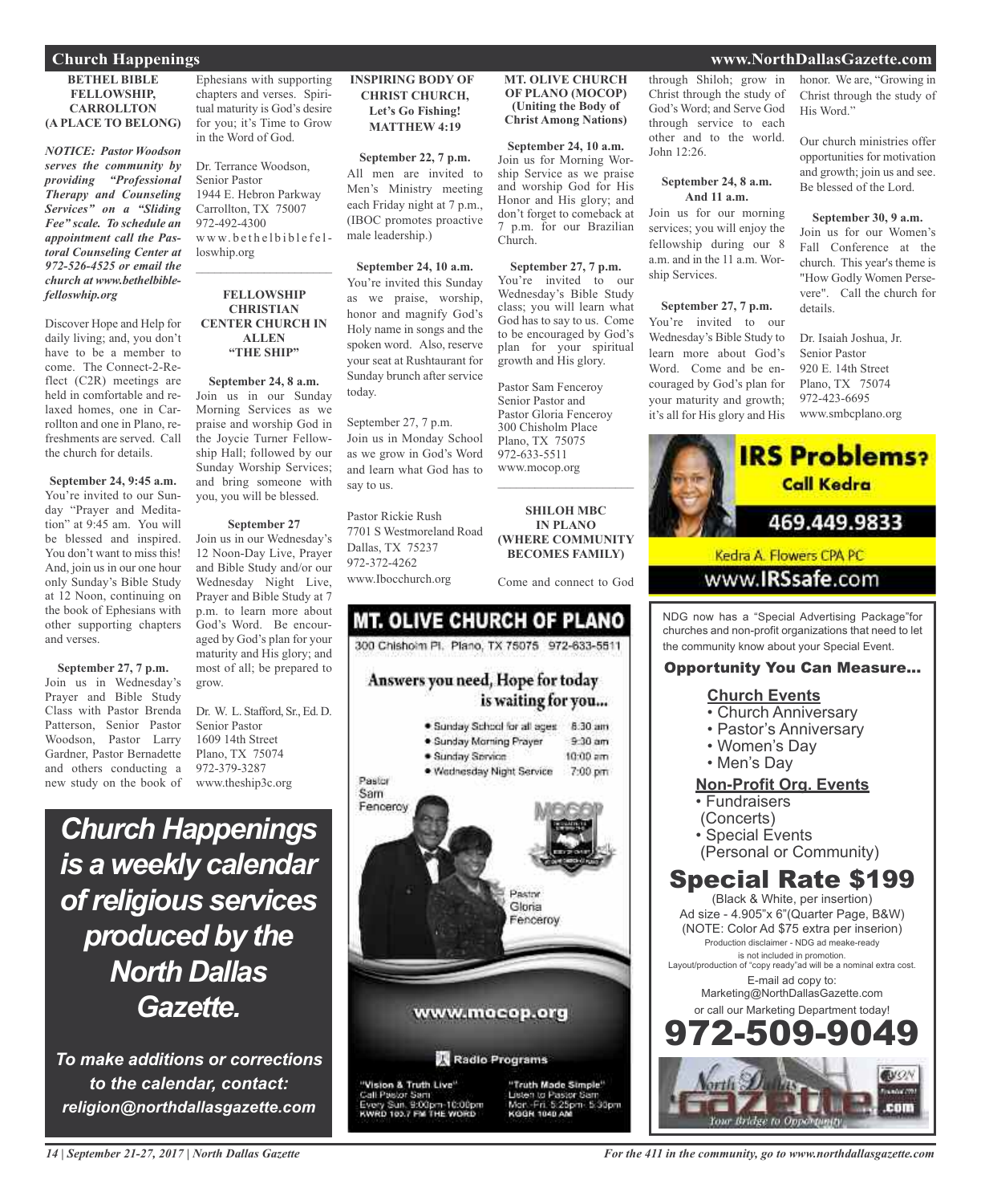## Church Happenings

### BETHEL BIBLE FELLOWSHIP, CARROLLTON (A PLACE TO BELONG)

***NOTICE: Pastor Woodson serves the community by providing "Professional Therapy and Counseling Services" on a "Sliding Fee" scale. To schedule an appointment call the Pastoral Counseling Center at 972-526-4525 or email the church at www.bethelbiblefelloswhip.org***

Discover Hope and Help for daily living; and, you don't have to be a member to come. The Connect-2-Reflect (C2R) meetings are held in comfortable and relaxed homes, one in Carrollton and one in Plano, refreshments are served. Call the church for details.

**September 24, 9:45 a.m.**
You're invited to our Sunday "Prayer and Meditation" at 9:45 am. You will be blessed and inspired. You don't want to miss this! And, join us in our one hour only Sunday's Bible Study at 12 Noon, continuing on the book of Ephesians with other supporting chapters and verses.

**September 27, 7 p.m.**
Join us in Wednesday's Prayer and Bible Study Class with Pastor Brenda Patterson, Senior Pastor Woodson, Pastor Larry Gardner, Pastor Bernadette and others conducting a new study on the book of Ephesians with supporting chapters and verses. Spiritual maturity is God's desire for you; it's Time to Grow in the Word of God.

Dr. Terrance Woodson,
Senior Pastor
1944 E. Hebron Parkway
Carrollton, TX 75007
972-492-4300
www.bethelbiblefelloswhip.org

### FELLOWSHIP CHRISTIAN CENTER CHURCH IN ALLEN "THE SHIP"

**September 24, 8 a.m.**
Join us in our Sunday Morning Services as we praise and worship God in the Joycie Turner Fellowship Hall; followed by our Sunday Worship Services; and bring someone with you, you will be blessed.

**September 27**
Join us in our Wednesday's 12 Noon-Day Live, Prayer and Bible Study and/or our Wednesday Night Live, Prayer and Bible Study at 7 p.m. to learn more about God's Word. Be encouraged by God's plan for your maturity and His glory; and most of all; be prepared to grow.

Dr. W. L. Stafford, Sr., Ed. D.
Senior Pastor
1609 14th Street
Plano, TX 75074
972-379-3287
www.theship3c.org

### INSPIRING BODY OF CHRIST CHURCH, Let's Go Fishing! MATTHEW 4:19

**September 22, 7 p.m.**
All men are invited to Men's Ministry meeting each Friday night at 7 p.m., (IBOC promotes proactive male leadership.)

**September 24, 10 a.m.**
You're invited this Sunday as we praise, worship, honor and magnify God's Holy name in songs and the spoken word. Also, reserve your seat at Rushtaurant for Sunday brunch after service today.

September 27, 7 p.m.
Join us in Monday School as we grow in God's Word and learn what God has to say to us.

Pastor Rickie Rush
7701 S Westmoreland Road
Dallas, TX 75237
972-372-4262
www.Ibocchurch.org

### MT. OLIVE CHURCH OF PLANO (MOCOP) (Uniting the Body of Christ Among Nations)

**September 24, 10 a.m.**
Join us for Morning Worship Service as we praise and worship God for His Honor and His glory; and don't forget to comeback at 7 p.m. for our Brazilian Church.

**September 27, 7 p.m.**
You're invited to our Wednesday's Bible Study class; you will learn what God has to say to us. Come to be encouraged by God's plan for your spiritual growth and His glory.

Pastor Sam Fenceroy
Senior Pastor and
Pastor Gloria Fenceroy
300 Chisholm Place
Plano, TX 75075
972-633-5511
www.mocop.org

### SHILOH MBC IN PLANO (WHERE COMMUNITY BECOMES FAMILY)

Come and connect to God through Shiloh; grow in Christ through the study of God's Word; and Serve God through service to each other and to the world. John 12:26.

**September 24, 8 a.m. And 11 a.m.**
Join us for our morning services; you will enjoy the fellowship during our 8 a.m. and in the 11 a.m. Worship Services.

**September 27, 7 p.m.**
You're invited to our Wednesday's Bible Study to learn more about God's Word. Come and be encouraged by God's plan for your maturity and growth; it's all for His glory and His honor. We are, "Growing in Christ through the study of His Word."

Our church ministries offer opportunities for motivation and growth; join us and see. Be blessed of the Lord.

**September 30, 9 a.m.**
Join us for our Women's Fall Conference at the church. This year's theme is "How Godly Women Persevere". Call the church for details.

Dr. Isaiah Joshua, Jr.
Senior Pastor
920 E. 14th Street
Plano, TX 75074
972-423-6695
www.smbcplano.org

---

***Church Happenings is a weekly calendar of religious services produced by the North Dallas Gazette.***

***To make additions or corrections to the calendar, contact: religion@northdallasgazette.com***

---

**MT. OLIVE CHURCH OF PLANO**
300 Chisholm Pl. Plano, TX 75075 972-633-5511

Answers you need, Hope for today is waiting for you...

- Sunday School for all ages 8:30 am
- Sunday Morning Prayer 9:30 am
- Sunday Service 10:00 am
- Wednesday Night Service 7:00 pm

Pastor Sam Fenceroy
Pastor Gloria Fenceroy

www.mocop.org

Radio Programs

"Vision & Truth Live"
Call Pastor Sam
Every Sun. 9:00pm-10:00pm
KWRD 103.7 FM THE WORD

"Truth Made Simple"
Listen to Pastor Sam
Mon.-Fri. 5:25pm- 5:30pm
KGGR 1040 AM

---

**IRS Problems? Call Kedra**
469.449.9833
Kedra A. Flowers CPA PC
www.IRSsafe.com

---

NDG now has a "Special Advertising Package"for churches and non-profit organizations that need to let the community know about your Special Event.

**Opportunity You Can Measure...**

**Church Events**
- Church Anniversary
- Pastor's Anniversary
- Women's Day
- Men's Day

**Non-Profit Org. Events**
- Fundraisers (Concerts)
- Special Events (Personal or Community)

**Special Rate $199**
(Black & White, per insertion)
Ad size - 4.905"x 6"(Quarter Page, B&W)
(NOTE: Color Ad $75 extra per inserion)
Production disclaimer - NDG ad meake-ready is not included in promotion.
Layout/production of "copy ready"ad will be a nominal extra cost.
E-mail ad copy to:
Marketing@NorthDallasGazette.com
or call our Marketing Department today!

**972-509-9049**

North Dallas Gazette.com — Your Bridge to Opportunity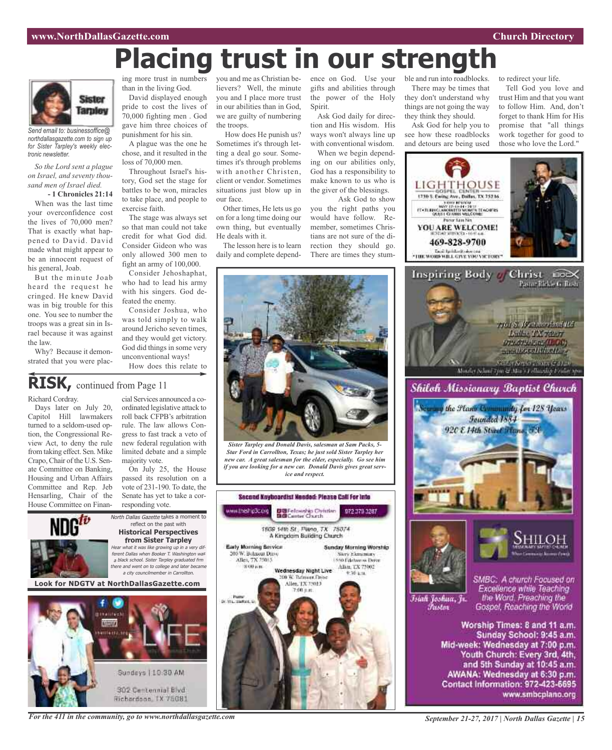# Placing trust in our strength

Sister Tarpley

*Send email to: businessoffice@northdallasgazette.com to sign up for Sister Tarpley's weekly electronic newsletter.*

*So the Lord sent a plague on Israel, and seventy thousand men of Israel died.*

**- 1 Chronicles 21:14**

When was the last time your overconfidence cost the lives of 70,000 men? That is exactly what happened to David. David made what might appear to be an innocent request of his general, Joab.

But the minute Joab heard the request he cringed. He knew David was in big trouble for this one. You see to number the troops was a great sin in Israel because it was against the law.

Why? Because it demonstrated that you were placing more trust in numbers than in the living God.

David displayed enough pride to cost the lives of 70,000 fighting men . God gave him three choices of punishment for his sin.

A plague was the one he chose, and it resulted in the loss of 70,000 men.

Throughout Israel's history, God set the stage for battles to be won, miracles to take place, and people to exercise faith.

The stage was always set so that man could not take credit for what God did. Consider Gideon who was only allowed 300 men to fight an army of 100,000.

Consider Jehoshaphat, who had to lead his army with his singers. God defeated the enemy.

Consider Joshua, who was told simply to walk around Jericho seven times, and they would get victory. God did things in some very unconventional ways!

How does this relate to you and me as Christian believers? Well, the minute you and I place more trust in our abilities than in God, we are guilty of numbering the troops.

How does He punish us? Sometimes it's through letting a deal go sour. Sometimes it's through problems with another Christen, client or vendor. Sometimes situations just blow up in our face.

Other times, He lets us go on for a long time doing our own thing, but eventually He deals with it.

The lesson here is to learn daily and complete dependence on God. Use your gifts and abilities through the power of the Holy Spirit.

Ask God daily for direction and His wisdom. His ways won't always line up with conventional wisdom.

When we begin depending on our abilities only, God has a responsibility to make known to us who is the giver of the blessings.

Ask God to show you the right paths you would have follow. Remember, sometimes Christians are not sure of the direction they should go. There are times they stumble and run into roadblocks.

There may be times that they don't understand why things are not going the way they think they should.

Ask God for help you to see how these roadblocks and detours are being used to redirect your life.

Tell God you love and trust Him and that you want to follow Him. And, don't forget to thank Him for His promise that "all things work together for good to those who love the Lord."

*Sister Tarpley and Donald Davis, salesman at Sam Packs, 5-Star Ford in Carrollton, Texas; he just sold Sister Tarpley her new car. A great salesman for the elder, especially. Go see him if you are looking for a new car. Donald Davis gives great service and respect.*

## RISK, continued from Page 11

Richard Cordray.

Days later on July 20, Capitol Hill lawmakers turned to a seldom-used option, the Congressional Review Act, to deny the rule from taking effect. Sen. Mike Crapo, Chair of the U.S. Senate Committee on Banking, Housing and Urban Affairs Committee and Rep. Jeb Hensarling, Chair of the House Committee on Financial Services announced a coordinated legislative attack to roll back CFPB's arbitration rule. The law allows Congress to fast track a veto of new federal regulation with limited debate and a simple majority vote.

On July 25, the House passed its resolution on a vote of 231-190. To date, the Senate has yet to take a corresponding vote.

---

NDGtv

*North Dallas Gazette* takes a moment to reflect on the past with

**Historical Perspectives from Sister Tarpley**

*Hear what it was like growing up in a very different Dallas when Booker T. Washington was a black school. Sister Tarpley graduated frm there and went on to college and later became a city councilmember in Carrollton.*

**Look for NDGTV at NorthDallasGazette.com**

---

LIFE

Sundays | 10:30 AM

302 Centennial Blvd
Richardson, TX 75081

---

**Second Keyboardist Needed: Please Call For Info**

www.theship3c.org | Fellowship Christian Center Church | 972 379 3287

1609 14th St., Plano, TX 75074
A Kingdom Building Church

**Early Morning Service**
200 W. Belmont Drive
Allen, TX 75013
8:00 a.m.

**Sunday Morning Worship**
Story Elementary
1550 Edelweiss Drive
Allen, TX 75002
9:30 a.m.

**Wednesday Night Live**
200 W. Belmont Drive
Allen, TX 75013
7:00 p.m.

Pastor
Dr. W.L. Stafford, Sr.

---

**LIGHTHOUSE GOSPEL CENTER**

1730 S. Ewing Ave., Dallas, TX 75216

Pastor Sam Nix

**YOU ARE WELCOME!**

**469-828-9700**

"THE WORD WILL GIVE YOU VICTORY"

---

**Inspiring Body of Christ**

Pastor Rickie G. Rush

7701 S. Westmoreland Rd
Dallas, TX 75237
972.372.4262 (IBOC)
www.IBOCCHURCH.org

---

**Shiloh Missionary Baptist Church**

Serving the Plano Community for 128 Years
Founded 1884
920 E 14th Street Plano, TX

SHILOH MISSIONARY BAPTIST CHURCH

Isiah Joshua, Jr.
Pastor

SMBC: A church Focused on Excellence while Teaching the Word, Preaching the Gospel, Reaching the World

**Worship Times: 8 and 11 a.m.**
**Sunday School: 9:45 a.m.**
**Mid-week: Wednesday at 7:00 p.m.**
**Youth Church: Every 3rd, 4th, and 5th Sunday at 10:45 a.m.**
**AWANA: Wednesday at 6:30 p.m.**
**Contact Information: 972-423-6695**
**www.smbcplano.org**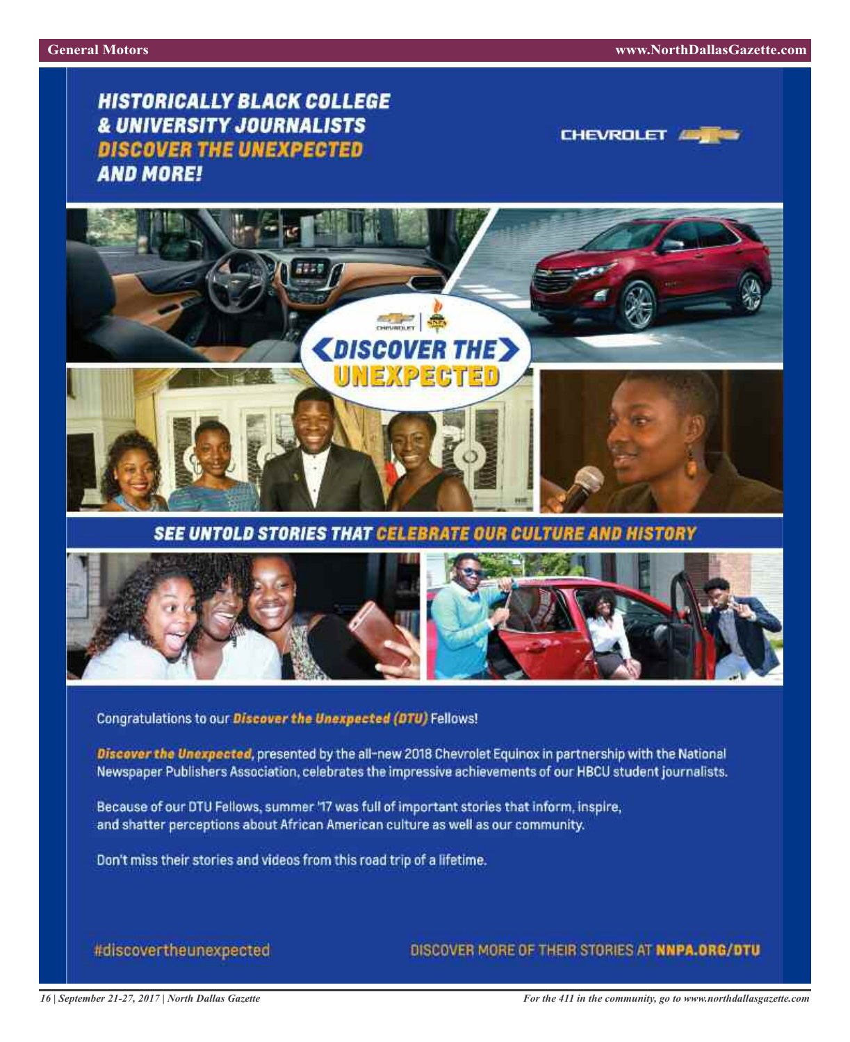# HISTORICALLY BLACK COLLEGE & UNIVERSITY JOURNALISTS DISCOVER THE UNEXPECTED AND MORE!

CHEVROLET

DISCOVER THE UNEXPECTED

## SEE UNTOLD STORIES THAT CELEBRATE OUR CULTURE AND HISTORY

Congratulations to our ***Discover the Unexpected (DTU)*** Fellows!

***Discover the Unexpected***, presented by the all-new 2018 Chevrolet Equinox in partnership with the National Newspaper Publishers Association, celebrates the impressive achievements of our HBCU student journalists.

Because of our DTU Fellows, summer '17 was full of important stories that inform, inspire, and shatter perceptions about African American culture as well as our community.

Don't miss their stories and videos from this road trip of a lifetime.

#discovertheunexpected

DISCOVER MORE OF THEIR STORIES AT **NNPA.ORG/DTU**